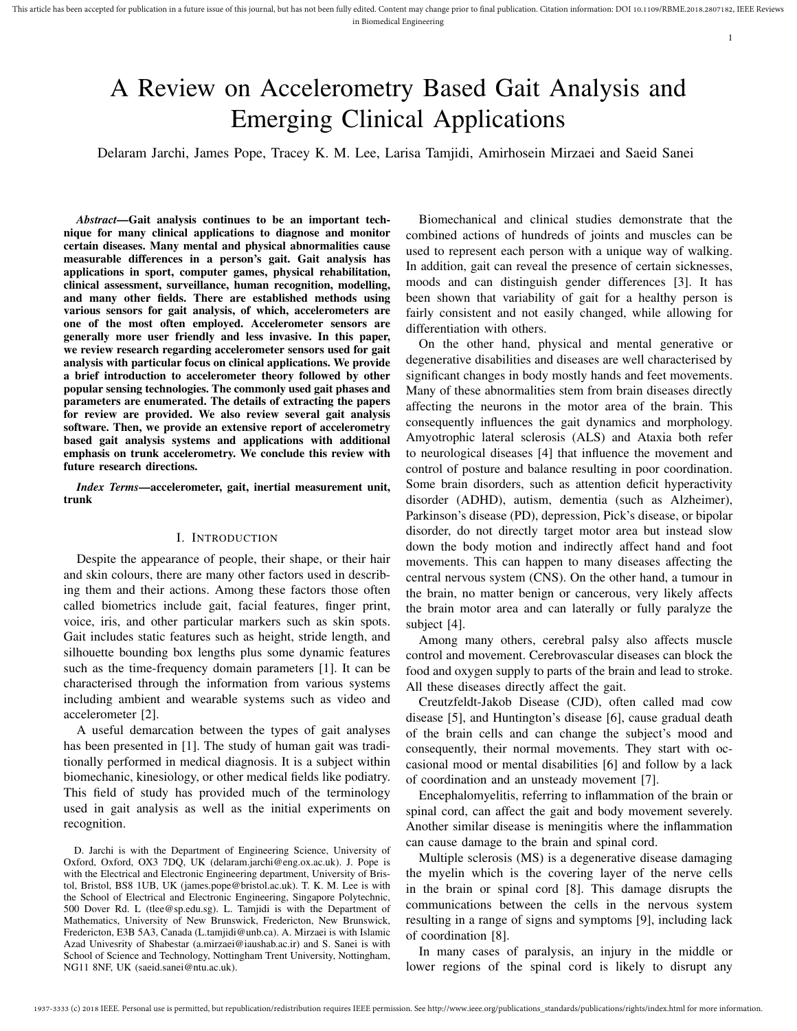# A Review on Accelerometry Based Gait Analysis and Emerging Clinical Applications

Delaram Jarchi, James Pope, Tracey K. M. Lee, Larisa Tamjidi, Amirhosein Mirzaei and Saeid Sanei

***Abstract*—Gait analysis continues to be an important technique for many clinical applications to diagnose and monitor certain diseases. Many mental and physical abnormalities cause measurable differences in a person's gait. Gait analysis has applications in sport, computer games, physical rehabilitation, clinical assessment, surveillance, human recognition, modelling, and many other fields. There are established methods using various sensors for gait analysis, of which, accelerometers are one of the most often employed. Accelerometer sensors are generally more user friendly and less invasive. In this paper, we review research regarding accelerometer sensors used for gait analysis with particular focus on clinical applications. We provide a brief introduction to accelerometer theory followed by other popular sensing technologies. The commonly used gait phases and parameters are enumerated. The details of extracting the papers for review are provided. We also review several gait analysis software. Then, we provide an extensive report of accelerometry based gait analysis systems and applications with additional emphasis on trunk accelerometry. We conclude this review with future research directions.**

***Index Terms*—accelerometer, gait, inertial measurement unit, trunk**

## I. Introduction

Despite the appearance of people, their shape, or their hair and skin colours, there are many other factors used in describing them and their actions. Among these factors those often called biometrics include gait, facial features, finger print, voice, iris, and other particular markers such as skin spots. Gait includes static features such as height, stride length, and silhouette bounding box lengths plus some dynamic features such as the time-frequency domain parameters [1]. It can be characterised through the information from various systems including ambient and wearable systems such as video and accelerometer [2].

A useful demarcation between the types of gait analyses has been presented in [1]. The study of human gait was traditionally performed in medical diagnosis. It is a subject within biomechanic, kinesiology, or other medical fields like podiatry. This field of study has provided much of the terminology used in gait analysis as well as the initial experiments on recognition.

D. Jarchi is with the Department of Engineering Science, University of Oxford, Oxford, OX3 7DQ, UK (delaram.jarchi@eng.ox.ac.uk). J. Pope is with the Electrical and Electronic Engineering department, University of Bristol, Bristol, BS8 1UB, UK (james.pope@bristol.ac.uk). T. K. M. Lee is with the School of Electrical and Electronic Engineering, Singapore Polytechnic, 500 Dover Rd. L (tlee@sp.edu.sg). L. Tamjidi is with the Department of Mathematics, University of New Brunswick, Fredericton, New Brunswick, Fredericton, E3B 5A3, Canada (L.tamjidi@unb.ca). A. Mirzaei is with Islamic Azad Univesrity of Shabestar (a.mirzaei@iaushab.ac.ir) and S. Sanei is with School of Science and Technology, Nottingham Trent University, Nottingham, NG11 8NF, UK (saeid.sanei@ntu.ac.uk).

Biomechanical and clinical studies demonstrate that the combined actions of hundreds of joints and muscles can be used to represent each person with a unique way of walking. In addition, gait can reveal the presence of certain sicknesses, moods and can distinguish gender differences [3]. It has been shown that variability of gait for a healthy person is fairly consistent and not easily changed, while allowing for differentiation with others.

On the other hand, physical and mental generative or degenerative disabilities and diseases are well characterised by significant changes in body mostly hands and feet movements. Many of these abnormalities stem from brain diseases directly affecting the neurons in the motor area of the brain. This consequently influences the gait dynamics and morphology. Amyotrophic lateral sclerosis (ALS) and Ataxia both refer to neurological diseases [4] that influence the movement and control of posture and balance resulting in poor coordination. Some brain disorders, such as attention deficit hyperactivity disorder (ADHD), autism, dementia (such as Alzheimer), Parkinson's disease (PD), depression, Pick's disease, or bipolar disorder, do not directly target motor area but instead slow down the body motion and indirectly affect hand and foot movements. This can happen to many diseases affecting the central nervous system (CNS). On the other hand, a tumour in the brain, no matter benign or cancerous, very likely affects the brain motor area and can laterally or fully paralyze the subject [4].

Among many others, cerebral palsy also affects muscle control and movement. Cerebrovascular diseases can block the food and oxygen supply to parts of the brain and lead to stroke. All these diseases directly affect the gait.

Creutzfeldt-Jakob Disease (CJD), often called mad cow disease [5], and Huntington's disease [6], cause gradual death of the brain cells and can change the subject's mood and consequently, their normal movements. They start with occasional mood or mental disabilities [6] and follow by a lack of coordination and an unsteady movement [7].

Encephalomyelitis, referring to inflammation of the brain or spinal cord, can affect the gait and body movement severely. Another similar disease is meningitis where the inflammation can cause damage to the brain and spinal cord.

Multiple sclerosis (MS) is a degenerative disease damaging the myelin which is the covering layer of the nerve cells in the brain or spinal cord [8]. This damage disrupts the communications between the cells in the nervous system resulting in a range of signs and symptoms [9], including lack of coordination [8].

In many cases of paralysis, an injury in the middle or lower regions of the spinal cord is likely to disrupt any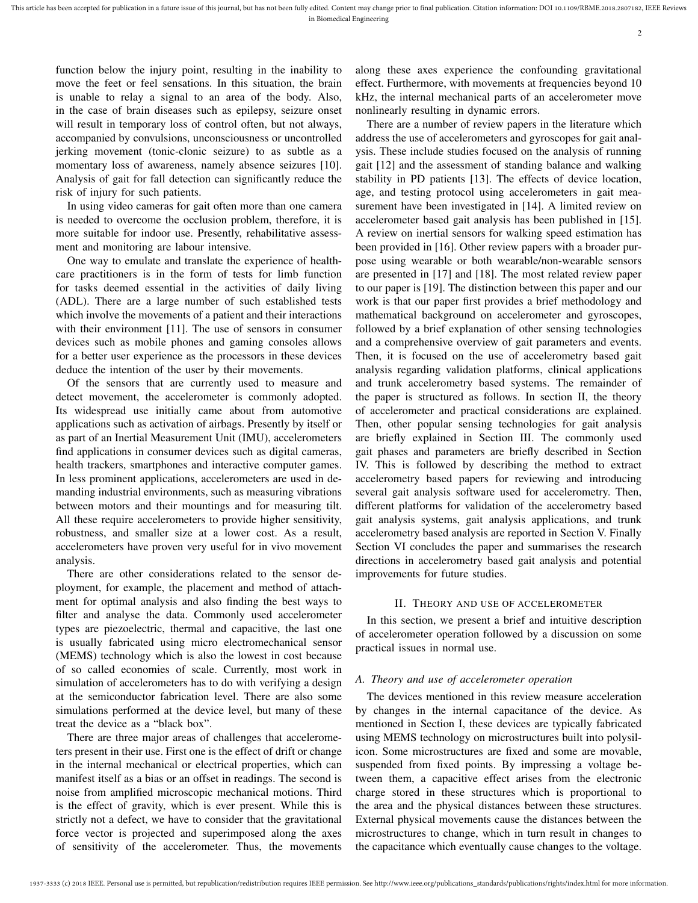function below the injury point, resulting in the inability to move the feet or feel sensations. In this situation, the brain is unable to relay a signal to an area of the body. Also, in the case of brain diseases such as epilepsy, seizure onset will result in temporary loss of control often, but not always, accompanied by convulsions, unconsciousness or uncontrolled jerking movement (tonic-clonic seizure) to as subtle as a momentary loss of awareness, namely absence seizures [10]. Analysis of gait for fall detection can significantly reduce the risk of injury for such patients.

In using video cameras for gait often more than one camera is needed to overcome the occlusion problem, therefore, it is more suitable for indoor use. Presently, rehabilitative assessment and monitoring are labour intensive.

One way to emulate and translate the experience of healthcare practitioners is in the form of tests for limb function for tasks deemed essential in the activities of daily living (ADL). There are a large number of such established tests which involve the movements of a patient and their interactions with their environment [11]. The use of sensors in consumer devices such as mobile phones and gaming consoles allows for a better user experience as the processors in these devices deduce the intention of the user by their movements.

Of the sensors that are currently used to measure and detect movement, the accelerometer is commonly adopted. Its widespread use initially came about from automotive applications such as activation of airbags. Presently by itself or as part of an Inertial Measurement Unit (IMU), accelerometers find applications in consumer devices such as digital cameras, health trackers, smartphones and interactive computer games. In less prominent applications, accelerometers are used in demanding industrial environments, such as measuring vibrations between motors and their mountings and for measuring tilt. All these require accelerometers to provide higher sensitivity, robustness, and smaller size at a lower cost. As a result, accelerometers have proven very useful for in vivo movement analysis.

There are other considerations related to the sensor deployment, for example, the placement and method of attachment for optimal analysis and also finding the best ways to filter and analyse the data. Commonly used accelerometer types are piezoelectric, thermal and capacitive, the last one is usually fabricated using micro electromechanical sensor (MEMS) technology which is also the lowest in cost because of so called economies of scale. Currently, most work in simulation of accelerometers has to do with verifying a design at the semiconductor fabrication level. There are also some simulations performed at the device level, but many of these treat the device as a "black box".

There are three major areas of challenges that accelerometers present in their use. First one is the effect of drift or change in the internal mechanical or electrical properties, which can manifest itself as a bias or an offset in readings. The second is noise from amplified microscopic mechanical motions. Third is the effect of gravity, which is ever present. While this is strictly not a defect, we have to consider that the gravitational force vector is projected and superimposed along the axes of sensitivity of the accelerometer. Thus, the movements along these axes experience the confounding gravitational effect. Furthermore, with movements at frequencies beyond 10 kHz, the internal mechanical parts of an accelerometer move nonlinearly resulting in dynamic errors.

There are a number of review papers in the literature which address the use of accelerometers and gyroscopes for gait analysis. These include studies focused on the analysis of running gait [12] and the assessment of standing balance and walking stability in PD patients [13]. The effects of device location, age, and testing protocol using accelerometers in gait measurement have been investigated in [14]. A limited review on accelerometer based gait analysis has been published in [15]. A review on inertial sensors for walking speed estimation has been provided in [16]. Other review papers with a broader purpose using wearable or both wearable/non-wearable sensors are presented in [17] and [18]. The most related review paper to our paper is [19]. The distinction between this paper and our work is that our paper first provides a brief methodology and mathematical background on accelerometer and gyroscopes, followed by a brief explanation of other sensing technologies and a comprehensive overview of gait parameters and events. Then, it is focused on the use of accelerometry based gait analysis regarding validation platforms, clinical applications and trunk accelerometry based systems. The remainder of the paper is structured as follows. In section II, the theory of accelerometer and practical considerations are explained. Then, other popular sensing technologies for gait analysis are briefly explained in Section III. The commonly used gait phases and parameters are briefly described in Section IV. This is followed by describing the method to extract accelerometry based papers for reviewing and introducing several gait analysis software used for accelerometry. Then, different platforms for validation of the accelerometry based gait analysis systems, gait analysis applications, and trunk accelerometry based analysis are reported in Section V. Finally Section VI concludes the paper and summarises the research directions in accelerometry based gait analysis and potential improvements for future studies.

## II. Theory and use of accelerometer

In this section, we present a brief and intuitive description of accelerometer operation followed by a discussion on some practical issues in normal use.

### *A. Theory and use of accelerometer operation*

The devices mentioned in this review measure acceleration by changes in the internal capacitance of the device. As mentioned in Section I, these devices are typically fabricated using MEMS technology on microstructures built into polysilicon. Some microstructures are fixed and some are movable, suspended from fixed points. By impressing a voltage between them, a capacitive effect arises from the electronic charge stored in these structures which is proportional to the area and the physical distances between these structures. External physical movements cause the distances between the microstructures to change, which in turn result in changes to the capacitance which eventually cause changes to the voltage.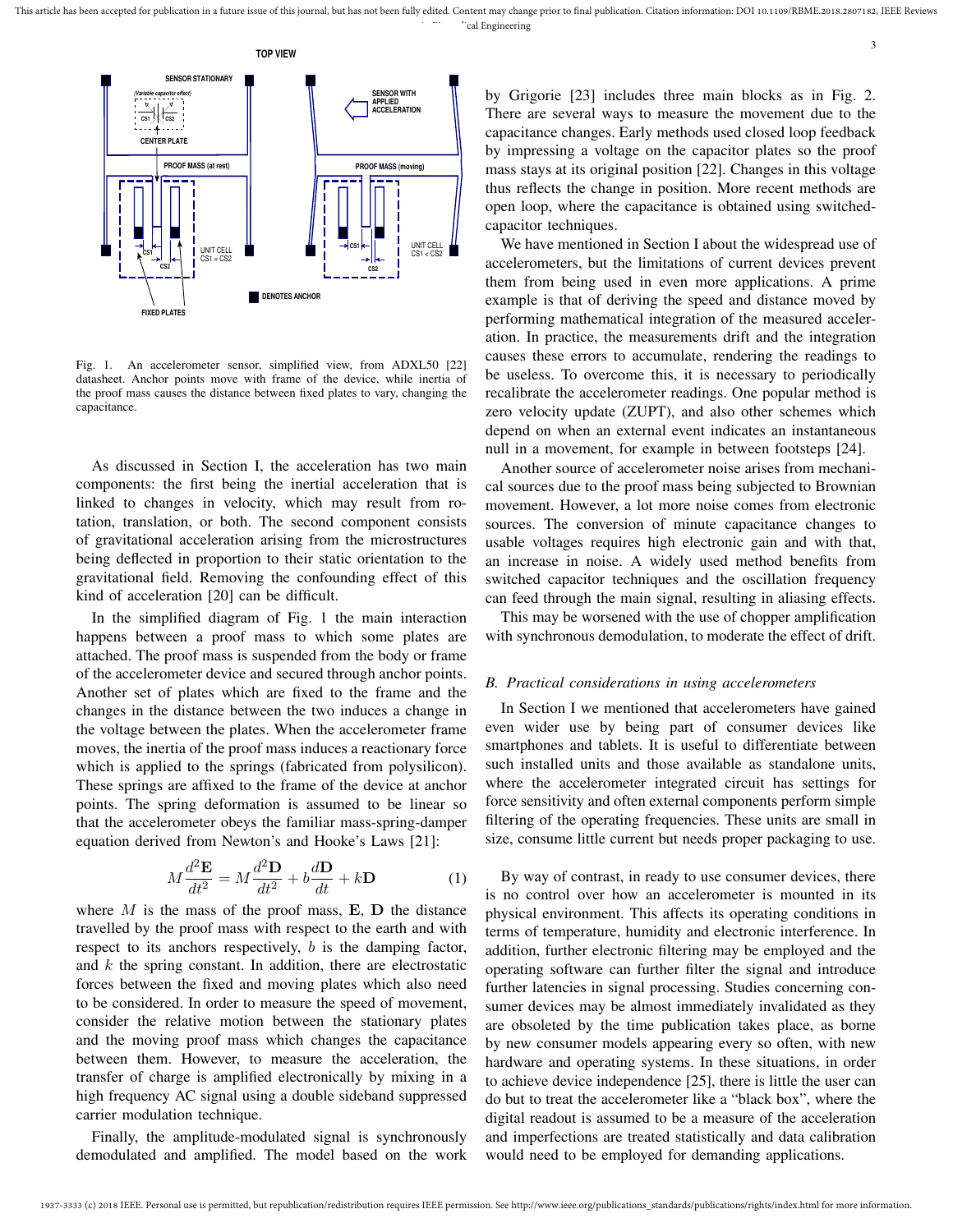Fig. 1. An accelerometer sensor, simplified view, from ADXL50 [22] datasheet. Anchor points move with frame of the device, while inertia of the proof mass causes the distance between fixed plates to vary, changing the capacitance.

As discussed in Section I, the acceleration has two main components: the first being the inertial acceleration that is linked to changes in velocity, which may result from rotation, translation, or both. The second component consists of gravitational acceleration arising from the microstructures being deflected in proportion to their static orientation to the gravitational field. Removing the confounding effect of this kind of acceleration [20] can be difficult.

In the simplified diagram of Fig. 1 the main interaction happens between a proof mass to which some plates are attached. The proof mass is suspended from the body or frame of the accelerometer device and secured through anchor points. Another set of plates which are fixed to the frame and the changes in the distance between the two induces a change in the voltage between the plates. When the accelerometer frame moves, the inertia of the proof mass induces a reactionary force which is applied to the springs (fabricated from polysilicon). These springs are affixed to the frame of the device at anchor points. The spring deformation is assumed to be linear so that the accelerometer obeys the familiar mass-spring-damper equation derived from Newton's and Hooke's Laws [21]:

$$M\frac{d^2\mathbf{E}}{dt^2} = M\frac{d^2\mathbf{D}}{dt^2} + b\frac{d\mathbf{D}}{dt} + k\mathbf{D} \tag{1}$$

where $M$ is the mass of the proof mass, $\mathbf{E}$, $\mathbf{D}$ the distance travelled by the proof mass with respect to the earth and with respect to its anchors respectively, $b$ is the damping factor, and $k$ the spring constant. In addition, there are electrostatic forces between the fixed and moving plates which also need to be considered. In order to measure the speed of movement, consider the relative motion between the stationary plates and the moving proof mass which changes the capacitance between them. However, to measure the acceleration, the transfer of charge is amplified electronically by mixing in a high frequency AC signal using a double sideband suppressed carrier modulation technique.

Finally, the amplitude-modulated signal is synchronously demodulated and amplified. The model based on the work by Grigorie [23] includes three main blocks as in Fig. 2. There are several ways to measure the movement due to the capacitance changes. Early methods used closed loop feedback by impressing a voltage on the capacitor plates so the proof mass stays at its original position [22]. Changes in this voltage thus reflects the change in position. More recent methods are open loop, where the capacitance is obtained using switched-capacitor techniques.

We have mentioned in Section I about the widespread use of accelerometers, but the limitations of current devices prevent them from being used in even more applications. A prime example is that of deriving the speed and distance moved by performing mathematical integration of the measured acceleration. In practice, the measurements drift and the integration causes these errors to accumulate, rendering the readings to be useless. To overcome this, it is necessary to periodically recalibrate the accelerometer readings. One popular method is zero velocity update (ZUPT), and also other schemes which depend on when an external event indicates an instantaneous null in a movement, for example in between footsteps [24].

Another source of accelerometer noise arises from mechanical sources due to the proof mass being subjected to Brownian movement. However, a lot more noise comes from electronic sources. The conversion of minute capacitance changes to usable voltages requires high electronic gain and with that, an increase in noise. A widely used method benefits from switched capacitor techniques and the oscillation frequency can feed through the main signal, resulting in aliasing effects.

This may be worsened with the use of chopper amplification with synchronous demodulation, to moderate the effect of drift.

### *B. Practical considerations in using accelerometers*

In Section I we mentioned that accelerometers have gained even wider use by being part of consumer devices like smartphones and tablets. It is useful to differentiate between such installed units and those available as standalone units, where the accelerometer integrated circuit has settings for force sensitivity and often external components perform simple filtering of the operating frequencies. These units are small in size, consume little current but needs proper packaging to use.

By way of contrast, in ready to use consumer devices, there is no control over how an accelerometer is mounted in its physical environment. This affects its operating conditions in terms of temperature, humidity and electronic interference. In addition, further electronic filtering may be employed and the operating software can further filter the signal and introduce further latencies in signal processing. Studies concerning consumer devices may be almost immediately invalidated as they are obsoleted by the time publication takes place, as borne by new consumer models appearing every so often, with new hardware and operating systems. In these situations, in order to achieve device independence [25], there is little the user can do but to treat the accelerometer like a "black box", where the digital readout is assumed to be a measure of the acceleration and imperfections are treated statistically and data calibration would need to be employed for demanding applications.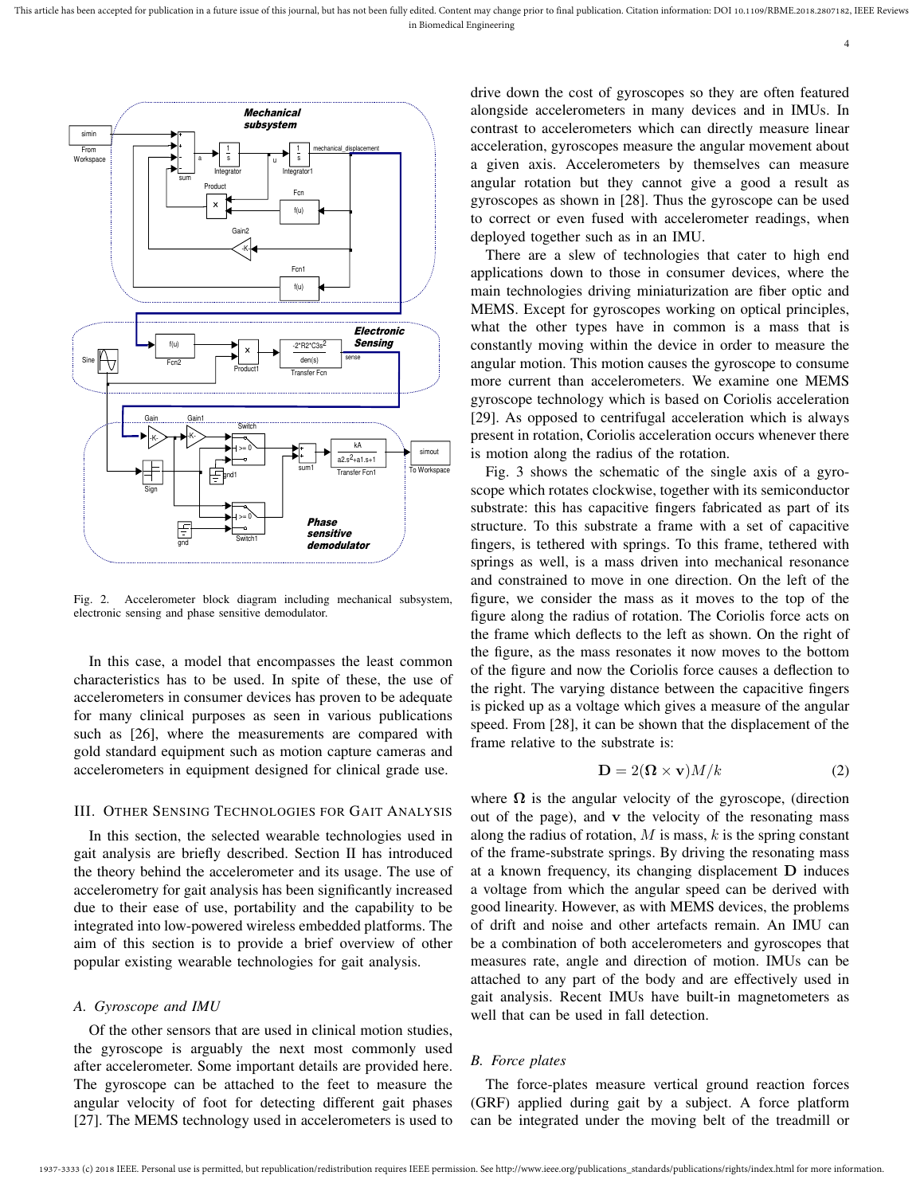Fig. 2. Accelerometer block diagram including mechanical subsystem, electronic sensing and phase sensitive demodulator.

In this case, a model that encompasses the least common characteristics has to be used. In spite of these, the use of accelerometers in consumer devices has proven to be adequate for many clinical purposes as seen in various publications such as [26], where the measurements are compared with gold standard equipment such as motion capture cameras and accelerometers in equipment designed for clinical grade use.

## III. Other Sensing Technologies for Gait Analysis

In this section, the selected wearable technologies used in gait analysis are briefly described. Section II has introduced the theory behind the accelerometer and its usage. The use of accelerometry for gait analysis has been significantly increased due to their ease of use, portability and the capability to be integrated into low-powered wireless embedded platforms. The aim of this section is to provide a brief overview of other popular existing wearable technologies for gait analysis.

### A. Gyroscope and IMU

Of the other sensors that are used in clinical motion studies, the gyroscope is arguably the next most commonly used after accelerometer. Some important details are provided here. The gyroscope can be attached to the feet to measure the angular velocity of foot for detecting different gait phases [27]. The MEMS technology used in accelerometers is used to drive down the cost of gyroscopes so they are often featured alongside accelerometers in many devices and in IMUs. In contrast to accelerometers which can directly measure linear acceleration, gyroscopes measure the angular movement about a given axis. Accelerometers by themselves can measure angular rotation but they cannot give a good a result as gyroscopes as shown in [28]. Thus the gyroscope can be used to correct or even fused with accelerometer readings, when deployed together such as in an IMU.

There are a slew of technologies that cater to high end applications down to those in consumer devices, where the main technologies driving miniaturization are fiber optic and MEMS. Except for gyroscopes working on optical principles, what the other types have in common is a mass that is constantly moving within the device in order to measure the angular motion. This motion causes the gyroscope to consume more current than accelerometers. We examine one MEMS gyroscope technology which is based on Coriolis acceleration [29]. As opposed to centrifugal acceleration which is always present in rotation, Coriolis acceleration occurs whenever there is motion along the radius of the rotation.

Fig. 3 shows the schematic of the single axis of a gyroscope which rotates clockwise, together with its semiconductor substrate: this has capacitive fingers fabricated as part of its structure. To this substrate a frame with a set of capacitive fingers, is tethered with springs. To this frame, tethered with springs as well, is a mass driven into mechanical resonance and constrained to move in one direction. On the left of the figure, we consider the mass as it moves to the top of the figure along the radius of rotation. The Coriolis force acts on the frame which deflects to the left as shown. On the right of the figure, as the mass resonates it now moves to the bottom of the figure and now the Coriolis force causes a deflection to the right. The varying distance between the capacitive fingers is picked up as a voltage which gives a measure of the angular speed. From [28], it can be shown that the displacement of the frame relative to the substrate is:

$$\mathbf{D} = 2(\mathbf{\Omega} \times \mathbf{v})M/k \tag{2}$$

where $\mathbf{\Omega}$ is the angular velocity of the gyroscope, (direction out of the page), and $\mathbf{v}$ the velocity of the resonating mass along the radius of rotation, $M$ is mass, $k$ is the spring constant of the frame-substrate springs. By driving the resonating mass at a known frequency, its changing displacement $\mathbf{D}$ induces a voltage from which the angular speed can be derived with good linearity. However, as with MEMS devices, the problems of drift and noise and other artefacts remain. An IMU can be a combination of both accelerometers and gyroscopes that measures rate, angle and direction of motion. IMUs can be attached to any part of the body and are effectively used in gait analysis. Recent IMUs have built-in magnetometers as well that can be used in fall detection.

### B. Force plates

The force-plates measure vertical ground reaction forces (GRF) applied during gait by a subject. A force platform can be integrated under the moving belt of the treadmill or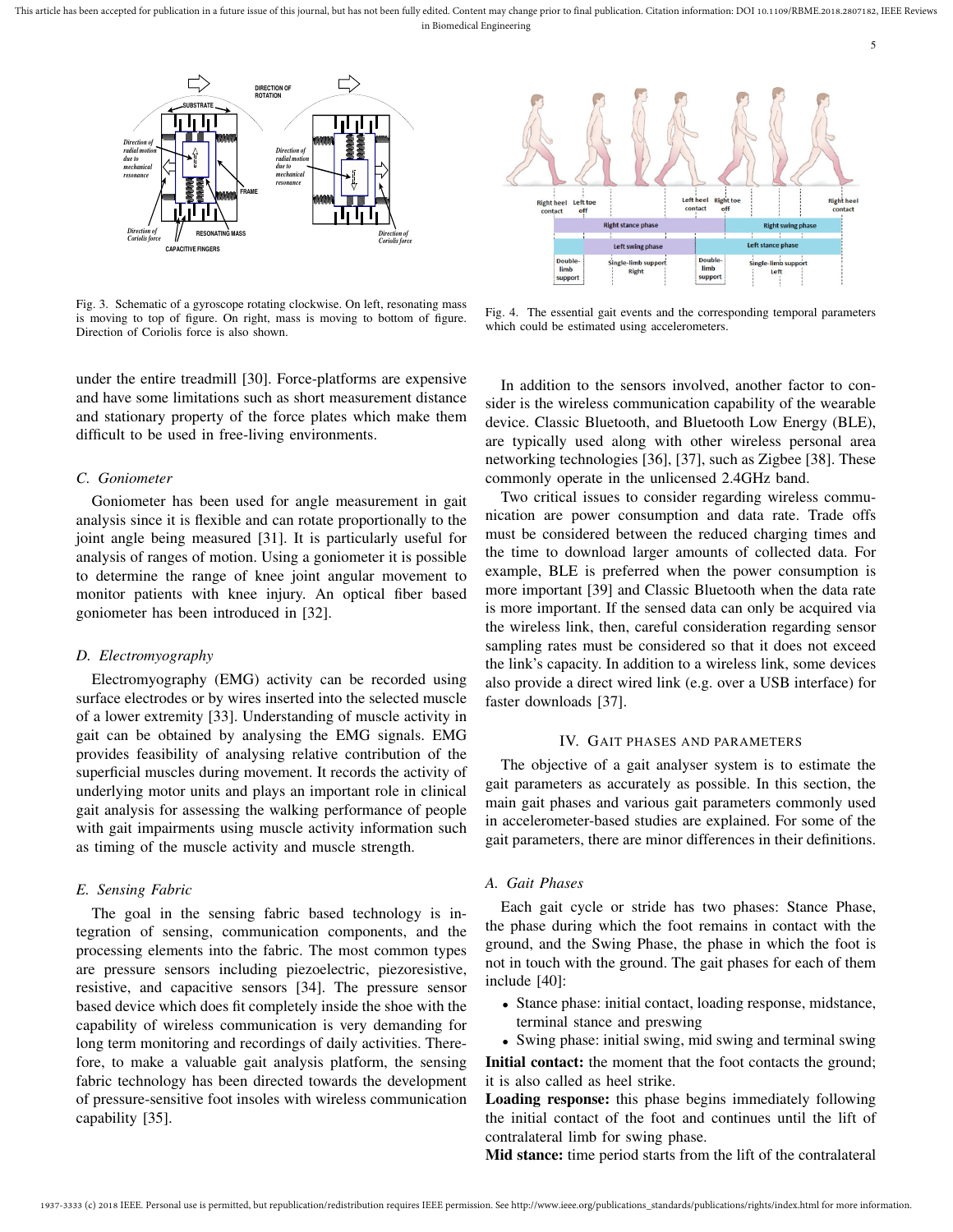Fig. 3. Schematic of a gyroscope rotating clockwise. On left, resonating mass is moving to top of figure. On right, mass is moving to bottom of figure. Direction of Coriolis force is also shown.

Fig. 4. The essential gait events and the corresponding temporal parameters which could be estimated using accelerometers.

under the entire treadmill [30]. Force-platforms are expensive and have some limitations such as short measurement distance and stationary property of the force plates which make them difficult to be used in free-living environments.

### C. Goniometer

Goniometer has been used for angle measurement in gait analysis since it is flexible and can rotate proportionally to the joint angle being measured [31]. It is particularly useful for analysis of ranges of motion. Using a goniometer it is possible to determine the range of knee joint angular movement to monitor patients with knee injury. An optical fiber based goniometer has been introduced in [32].

### D. Electromyography

Electromyography (EMG) activity can be recorded using surface electrodes or by wires inserted into the selected muscle of a lower extremity [33]. Understanding of muscle activity in gait can be obtained by analysing the EMG signals. EMG provides feasibility of analysing relative contribution of the superficial muscles during movement. It records the activity of underlying motor units and plays an important role in clinical gait analysis for assessing the walking performance of people with gait impairments using muscle activity information such as timing of the muscle activity and muscle strength.

### E. Sensing Fabric

The goal in the sensing fabric based technology is integration of sensing, communication components, and the processing elements into the fabric. The most common types are pressure sensors including piezoelectric, piezoresistive, resistive, and capacitive sensors [34]. The pressure sensor based device which does fit completely inside the shoe with the capability of wireless communication is very demanding for long term monitoring and recordings of daily activities. Therefore, to make a valuable gait analysis platform, the sensing fabric technology has been directed towards the development of pressure-sensitive foot insoles with wireless communication capability [35].

In addition to the sensors involved, another factor to consider is the wireless communication capability of the wearable device. Classic Bluetooth, and Bluetooth Low Energy (BLE), are typically used along with other wireless personal area networking technologies [36], [37], such as Zigbee [38]. These commonly operate in the unlicensed 2.4GHz band.

Two critical issues to consider regarding wireless communication are power consumption and data rate. Trade offs must be considered between the reduced charging times and the time to download larger amounts of collected data. For example, BLE is preferred when the power consumption is more important [39] and Classic Bluetooth when the data rate is more important. If the sensed data can only be acquired via the wireless link, then, careful consideration regarding sensor sampling rates must be considered so that it does not exceed the link's capacity. In addition to a wireless link, some devices also provide a direct wired link (e.g. over a USB interface) for faster downloads [37].

## IV. Gait Phases and Parameters

The objective of a gait analyser system is to estimate the gait parameters as accurately as possible. In this section, the main gait phases and various gait parameters commonly used in accelerometer-based studies are explained. For some of the gait parameters, there are minor differences in their definitions.

### A. Gait Phases

Each gait cycle or stride has two phases: Stance Phase, the phase during which the foot remains in contact with the ground, and the Swing Phase, the phase in which the foot is not in touch with the ground. The gait phases for each of them include [40]:

- Stance phase: initial contact, loading response, midstance, terminal stance and preswing
- Swing phase: initial swing, mid swing and terminal swing

**Initial contact:** the moment that the foot contacts the ground; it is also called as heel strike.

**Loading response:** this phase begins immediately following the initial contact of the foot and continues until the lift of contralateral limb for swing phase.

**Mid stance:** time period starts from the lift of the contralateral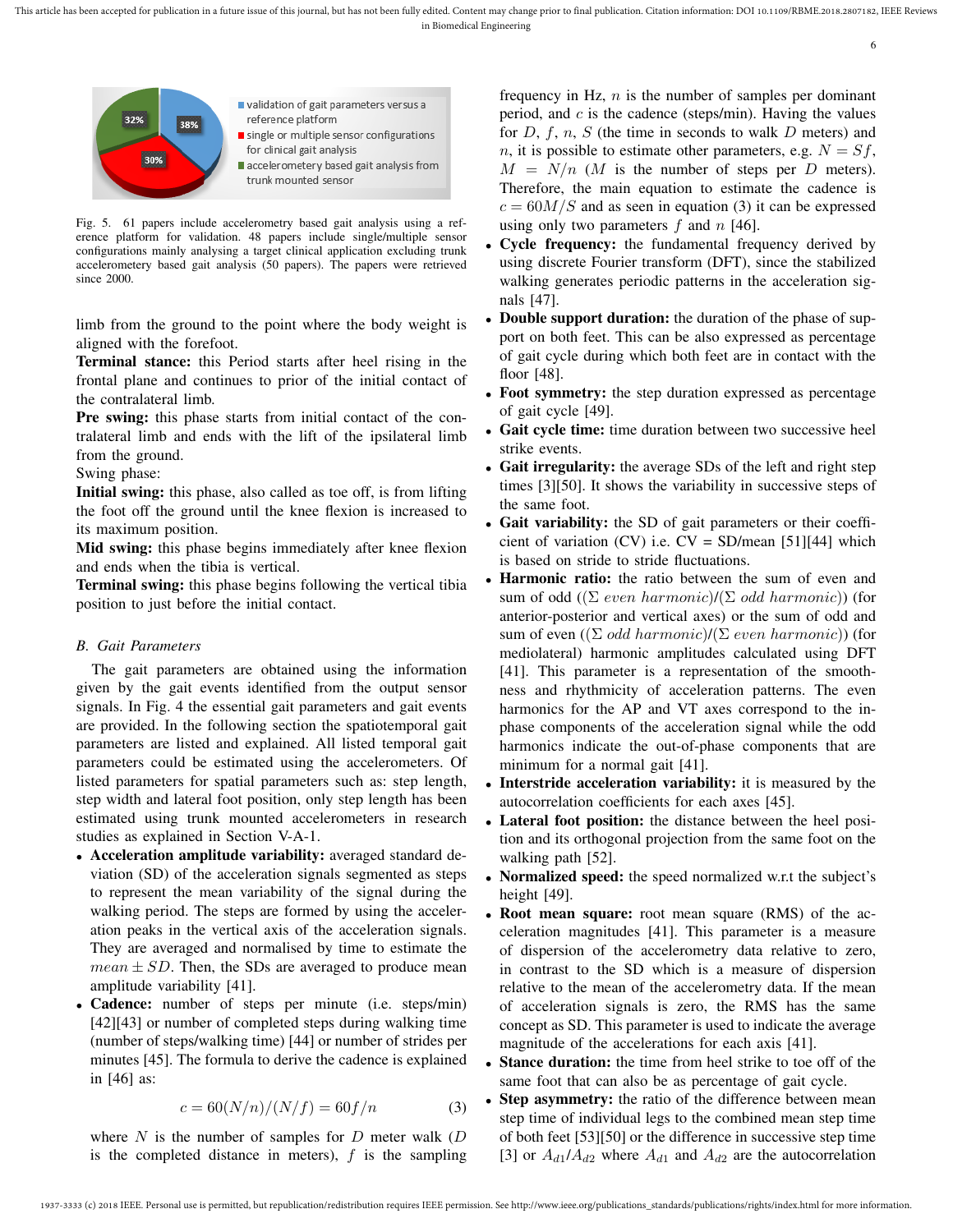Fig. 5. 61 papers include accelerometry based gait analysis using a reference platform for validation. 48 papers include single/multiple sensor configurations mainly analysing a target clinical application excluding trunk accelerometry based gait analysis (50 papers). The papers were retrieved since 2000.

limb from the ground to the point where the body weight is aligned with the forefoot.

**Terminal stance:** this Period starts after heel rising in the frontal plane and continues to prior of the initial contact of the contralateral limb.

**Pre swing:** this phase starts from initial contact of the contralateral limb and ends with the lift of the ipsilateral limb from the ground.

Swing phase:

**Initial swing:** this phase, also called as toe off, is from lifting the foot off the ground until the knee flexion is increased to its maximum position.

**Mid swing:** this phase begins immediately after knee flexion and ends when the tibia is vertical.

**Terminal swing:** this phase begins following the vertical tibia position to just before the initial contact.

### B. Gait Parameters

The gait parameters are obtained using the information given by the gait events identified from the output sensor signals. In Fig. 4 the essential gait parameters and gait events are provided. In the following section the spatiotemporal gait parameters are listed and explained. All listed temporal gait parameters could be estimated using the accelerometers. Of listed parameters for spatial parameters such as: step length, step width and lateral foot position, only step length has been estimated using trunk mounted accelerometers in research studies as explained in Section V-A-1.

- **Acceleration amplitude variability:** averaged standard deviation (SD) of the acceleration signals segmented as steps to represent the mean variability of the signal during the walking period. The steps are formed by using the acceleration peaks in the vertical axis of the acceleration signals. They are averaged and normalised by time to estimate the $mean \pm SD$. Then, the SDs are averaged to produce mean amplitude variability [41].
- **Cadence:** number of steps per minute (i.e. steps/min) [42][43] or number of completed steps during walking time (number of steps/walking time) [44] or number of strides per minutes [45]. The formula to derive the cadence is explained in [46] as:

$$c = 60(N/n)/(N/f) = 60f/n \tag{3}$$

where $N$ is the number of samples for $D$ meter walk ($D$ is the completed distance in meters), $f$ is the sampling frequency in Hz, $n$ is the number of samples per dominant period, and $c$ is the cadence (steps/min). Having the values for $D$, $f$, $n$, $S$ (the time in seconds to walk $D$ meters) and $n$, it is possible to estimate other parameters, e.g. $N = Sf$, $M = N/n$ ($M$ is the number of steps per $D$ meters). Therefore, the main equation to estimate the cadence is $c = 60M/S$ and as seen in equation (3) it can be expressed using only two parameters $f$ and $n$ [46].
- **Cycle frequency:** the fundamental frequency derived by using discrete Fourier transform (DFT), since the stabilized walking generates periodic patterns in the acceleration signals [47].
- **Double support duration:** the duration of the phase of support on both feet. This can be also expressed as percentage of gait cycle during which both feet are in contact with the floor [48].
- **Foot symmetry:** the step duration expressed as percentage of gait cycle [49].
- **Gait cycle time:** time duration between two successive heel strike events.
- **Gait irregularity:** the average SDs of the left and right step times [3][50]. It shows the variability in successive steps of the same foot.
- **Gait variability:** the SD of gait parameters or their coefficient of variation (CV) i.e. CV = SD/mean [51][44] which is based on stride to stride fluctuations.
- **Harmonic ratio:** the ratio between the sum of even and sum of odd (($\Sigma$ *even harmonic*)/($\Sigma$ *odd harmonic*)) (for anterior-posterior and vertical axes) or the sum of odd and sum of even (($\Sigma$ *odd harmonic*)/($\Sigma$ *even harmonic*)) (for mediolateral) harmonic amplitudes calculated using DFT [41]. This parameter is a representation of the smoothness and rhythmicity of acceleration patterns. The even harmonics for the AP and VT axes correspond to the in-phase components of the acceleration signal while the odd harmonics indicate the out-of-phase components that are minimum for a normal gait [41].
- **Interstride acceleration variability:** it is measured by the autocorrelation coefficients for each axes [45].
- **Lateral foot position:** the distance between the heel position and its orthogonal projection from the same foot on the walking path [52].
- **Normalized speed:** the speed normalized w.r.t the subject's height [49].
- **Root mean square:** root mean square (RMS) of the acceleration magnitudes [41]. This parameter is a measure of dispersion of the accelerometry data relative to zero, in contrast to the SD which is a measure of dispersion relative to the mean of the accelerometry data. If the mean of acceleration signals is zero, the RMS has the same concept as SD. This parameter is used to indicate the average magnitude of the accelerations for each axis [41].
- **Stance duration:** the time from heel strike to toe off of the same foot that can also be as percentage of gait cycle.
- **Step asymmetry:** the ratio of the difference between mean step time of individual legs to the combined mean step time of both feet [53][50] or the difference in successive step time [3] or $A_{d1}/A_{d2}$ where $A_{d1}$ and $A_{d2}$ are the autocorrelation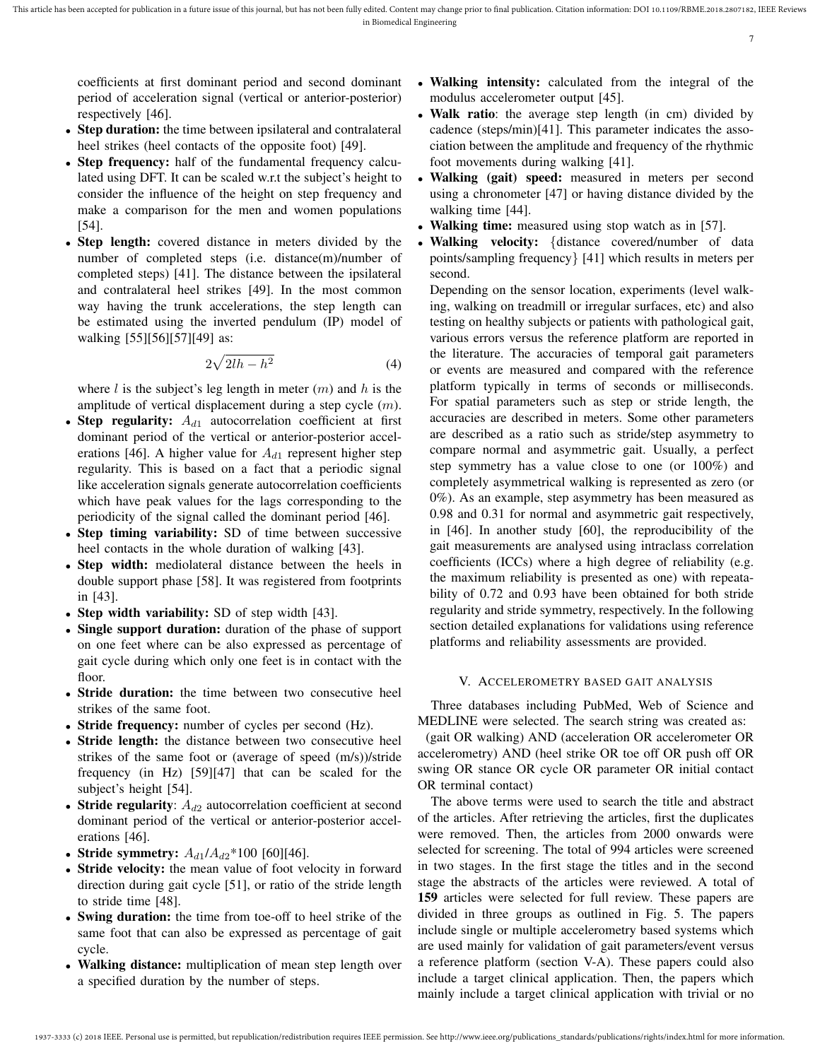coefficients at first dominant period and second dominant period of acceleration signal (vertical or anterior-posterior) respectively [46].

- **Step duration:** the time between ipsilateral and contralateral heel strikes (heel contacts of the opposite foot) [49].
- **Step frequency:** half of the fundamental frequency calculated using DFT. It can be scaled w.r.t the subject's height to consider the influence of the height on step frequency and make a comparison for the men and women populations [54].
- **Step length:** covered distance in meters divided by the number of completed steps (i.e. distance(m)/number of completed steps) [41]. The distance between the ipsilateral and contralateral heel strikes [49]. In the most common way having the trunk accelerations, the step length can be estimated using the inverted pendulum (IP) model of walking [55][56][57][49] as:

$$2\sqrt{2lh - h^2} \tag{4}$$

where $l$ is the subject's leg length in meter ($m$) and $h$ is the amplitude of vertical displacement during a step cycle ($m$).

- **Step regularity:** $A_{d1}$ autocorrelation coefficient at first dominant period of the vertical or anterior-posterior accelerations [46]. A higher value for $A_{d1}$ represent higher step regularity. This is based on a fact that a periodic signal like acceleration signals generate autocorrelation coefficients which have peak values for the lags corresponding to the periodicity of the signal called the dominant period [46].
- **Step timing variability:** SD of time between successive heel contacts in the whole duration of walking [43].
- **Step width:** mediolateral distance between the heels in double support phase [58]. It was registered from footprints in [43].
- **Step width variability:** SD of step width [43].
- **Single support duration:** duration of the phase of support on one feet where can be also expressed as percentage of gait cycle during which only one feet is in contact with the floor.
- **Stride duration:** the time between two consecutive heel strikes of the same foot.
- **Stride frequency:** number of cycles per second (Hz).
- **Stride length:** the distance between two consecutive heel strikes of the same foot or (average of speed (m/s))/stride frequency (in Hz) [59][47] that can be scaled for the subject's height [54].
- **Stride regularity**: $A_{d2}$ autocorrelation coefficient at second dominant period of the vertical or anterior-posterior accelerations [46].
- **Stride symmetry:** $A_{d1}/A_{d2}$*100 [60][46].
- **Stride velocity:** the mean value of foot velocity in forward direction during gait cycle [51], or ratio of the stride length to stride time [48].
- **Swing duration:** the time from toe-off to heel strike of the same foot that can also be expressed as percentage of gait cycle.
- **Walking distance:** multiplication of mean step length over a specified duration by the number of steps.
- **Walking intensity:** calculated from the integral of the modulus accelerometer output [45].
- **Walk ratio**: the average step length (in cm) divided by cadence (steps/min)[41]. This parameter indicates the association between the amplitude and frequency of the rhythmic foot movements during walking [41].
- **Walking (gait) speed:** measured in meters per second using a chronometer [47] or having distance divided by the walking time [44].
- **Walking time:** measured using stop watch as in [57].
- **Walking velocity:** {distance covered/number of data points/sampling frequency} [41] which results in meters per second.

Depending on the sensor location, experiments (level walking, walking on treadmill or irregular surfaces, etc) and also testing on healthy subjects or patients with pathological gait, various errors versus the reference platform are reported in the literature. The accuracies of temporal gait parameters or events are measured and compared with the reference platform typically in terms of seconds or milliseconds. For spatial parameters such as step or stride length, the accuracies are described in meters. Some other parameters are described as a ratio such as stride/step asymmetry to compare normal and asymmetric gait. Usually, a perfect step symmetry has a value close to one (or 100%) and completely asymmetrical walking is represented as zero (or 0%). As an example, step asymmetry has been measured as 0.98 and 0.31 for normal and asymmetric gait respectively, in [46]. In another study [60], the reproducibility of the gait measurements are analysed using intraclass correlation coefficients (ICCs) where a high degree of reliability (e.g. the maximum reliability is presented as one) with repeatability of 0.72 and 0.93 have been obtained for both stride regularity and stride symmetry, respectively. In the following section detailed explanations for validations using reference platforms and reliability assessments are provided.

## V. Accelerometry based gait analysis

Three databases including PubMed, Web of Science and MEDLINE were selected. The search string was created as: (gait OR walking) AND (acceleration OR accelerometer OR accelerometry) AND (heel strike OR toe off OR push off OR swing OR stance OR cycle OR parameter OR initial contact OR terminal contact)

The above terms were used to search the title and abstract of the articles. After retrieving the articles, first the duplicates were removed. Then, the articles from 2000 onwards were selected for screening. The total of 994 articles were screened in two stages. In the first stage the titles and in the second stage the abstracts of the articles were reviewed. A total of **159** articles were selected for full review. These papers are divided in three groups as outlined in Fig. 5. The papers include single or multiple accelerometry based systems which are used mainly for validation of gait parameters/event versus a reference platform (section V-A). These papers could also include a target clinical application. Then, the papers which mainly include a target clinical application with trivial or no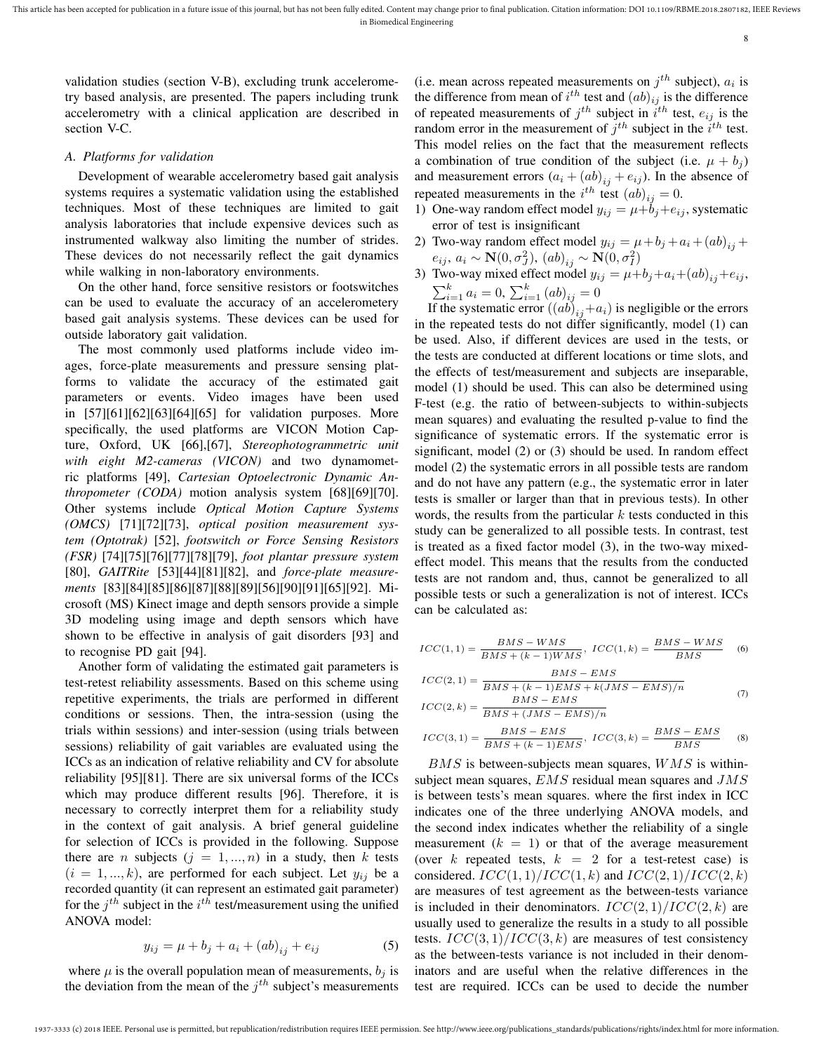validation studies (section V-B), excluding trunk accelerometry based analysis, are presented. The papers including trunk accelerometry with a clinical application are described in section V-C.

### A. Platforms for validation

Development of wearable accelerometry based gait analysis systems requires a systematic validation using the established techniques. Most of these techniques are limited to gait analysis laboratories that include expensive devices such as instrumented walkway also limiting the number of strides. These devices do not necessarily reflect the gait dynamics while walking in non-laboratory environments.

On the other hand, force sensitive resistors or footswitches can be used to evaluate the accuracy of an accelerometery based gait analysis systems. These devices can be used for outside laboratory gait validation.

The most commonly used platforms include video images, force-plate measurements and pressure sensing platforms to validate the accuracy of the estimated gait parameters or events. Video images have been used in [57][61][62][63][64][65] for validation purposes. More specifically, the used platforms are VICON Motion Capture, Oxford, UK [66],[67], *Stereophotogrammetric unit with eight M2-cameras (VICON)* and two dynamometric platforms [49], *Cartesian Optoelectronic Dynamic Anthropometer (CODA)* motion analysis system [68][69][70]. Other systems include *Optical Motion Capture Systems (OMCS)* [71][72][73], *optical position measurement system (Optotrak)* [52], *footswitch or Force Sensing Resistors (FSR)* [74][75][76][77][78][79], *foot plantar pressure system* [80], *GAITRite* [53][44][81][82], and *force-plate measurements* [83][84][85][86][87][88][89][56][90][91][65][92]. Microsoft (MS) Kinect image and depth sensors provide a simple 3D modeling using image and depth sensors which have shown to be effective in analysis of gait disorders [93] and to recognise PD gait [94].

Another form of validating the estimated gait parameters is test-retest reliability assessments. Based on this scheme using repetitive experiments, the trials are performed in different conditions or sessions. Then, the intra-session (using the trials within sessions) and inter-session (using trials between sessions) reliability of gait variables are evaluated using the ICCs as an indication of relative reliability and CV for absolute reliability [95][81]. There are six universal forms of the ICCs which may produce different results [96]. Therefore, it is necessary to correctly interpret them for a reliability study in the context of gait analysis. A brief general guideline for selection of ICCs is provided in the following. Suppose there are $n$ subjects ($j = 1, ..., n$) in a study, then $k$ tests ($i = 1, ..., k$), are performed for each subject. Let $y_{ij}$ be a recorded quantity (it can represent an estimated gait parameter) for the $j^{th}$ subject in the $i^{th}$ test/measurement using the unified ANOVA model:

$$y_{ij} = \mu + b_j + a_i + (ab)_{ij} + e_{ij} \tag{5}$$

where $\mu$ is the overall population mean of measurements, $b_j$ is the deviation from the mean of the $j^{th}$ subject's measurements (i.e. mean across repeated measurements on $j^{th}$ subject), $a_i$ is the difference from mean of $i^{th}$ test and $(ab)_{ij}$ is the difference of repeated measurements of $j^{th}$ subject in $i^{th}$ test, $e_{ij}$ is the random error in the measurement of $j^{th}$ subject in the $i^{th}$ test. This model relies on the fact that the measurement reflects a combination of true condition of the subject (i.e. $\mu + b_j$) and measurement errors ($a_i + (ab)_{ij} + e_{ij}$). In the absence of repeated measurements in the $i^{th}$ test $(ab)_{ij} = 0$.

1) One-way random effect model $y_{ij} = \mu + b_j + e_{ij}$, systematic error of test is insignificant
2) Two-way random effect model $y_{ij} = \mu + b_j + a_i + (ab)_{ij} + e_{ij}$, $a_i \sim \mathbf{N}(0, \sigma_J^2)$, $(ab)_{ij} \sim \mathbf{N}(0, \sigma_I^2)$
3) Two-way mixed effect model $y_{ij} = \mu + b_j + a_i + (ab)_{ij} + e_{ij}$, $\sum_{i=1}^{k} a_i = 0$, $\sum_{i=1}^{k} (ab)_{ij} = 0$

If the systematic error ($(ab)_{ij} + a_i$) is negligible or the errors in the repeated tests do not differ significantly, model (1) can be used. Also, if different devices are used in the tests, or the tests are conducted at different locations or time slots, and the effects of test/measurement and subjects are inseparable, model (1) should be used. This can also be determined using F-test (e.g. the ratio of between-subjects to within-subjects mean squares) and evaluating the resulted p-value to find the significance of systematic errors. If the systematic error is significant, model (2) or (3) should be used. In random effect model (2) the systematic errors in all possible tests are random and do not have any pattern (e.g., the systematic error in later tests is smaller or larger than that in previous tests). In other words, the results from the particular $k$ tests conducted in this study can be generalized to all possible tests. In contrast, test is treated as a fixed factor model (3), in the two-way mixed-effect model. This means that the results from the conducted tests are not random and, thus, cannot be generalized to all possible tests or such a generalization is not of interest. ICCs can be calculated as:

$$ICC(1,1) = \frac{BMS - WMS}{BMS + (k-1)WMS}, \; ICC(1,k) = \frac{BMS - WMS}{BMS} \tag{6}$$

$$\begin{aligned} ICC(2,1) &= \frac{BMS - EMS}{BMS + (k-1)EMS + k(JMS - EMS)/n} \\ ICC(2,k) &= \frac{BMS - EMS}{BMS + (JMS - EMS)/n} \end{aligned} \tag{7}$$

$$ICC(3,1) = \frac{BMS - EMS}{BMS + (k-1)EMS}, \; ICC(3,k) = \frac{BMS - EMS}{BMS} \tag{8}$$

$BMS$ is between-subjects mean squares, $WMS$ is within-subject mean squares, $EMS$ residual mean squares and $JMS$ is between tests's mean squares. where the first index in ICC indicates one of the three underlying ANOVA models, and the second index indicates whether the reliability of a single measurement ($k = 1$) or that of the average measurement (over $k$ repeated tests, $k = 2$ for a test-retest case) is considered. $ICC(1,1)/ICC(1,k)$ and $ICC(2,1)/ICC(2,k)$ are measures of test agreement as the between-tests variance is included in their denominators. $ICC(2,1)/ICC(2,k)$ are usually used to generalize the results in a study to all possible tests. $ICC(3,1)/ICC(3,k)$ are measures of test consistency as the between-tests variance is not included in their denominators and are useful when the relative differences in the test are required. ICCs can be used to decide the number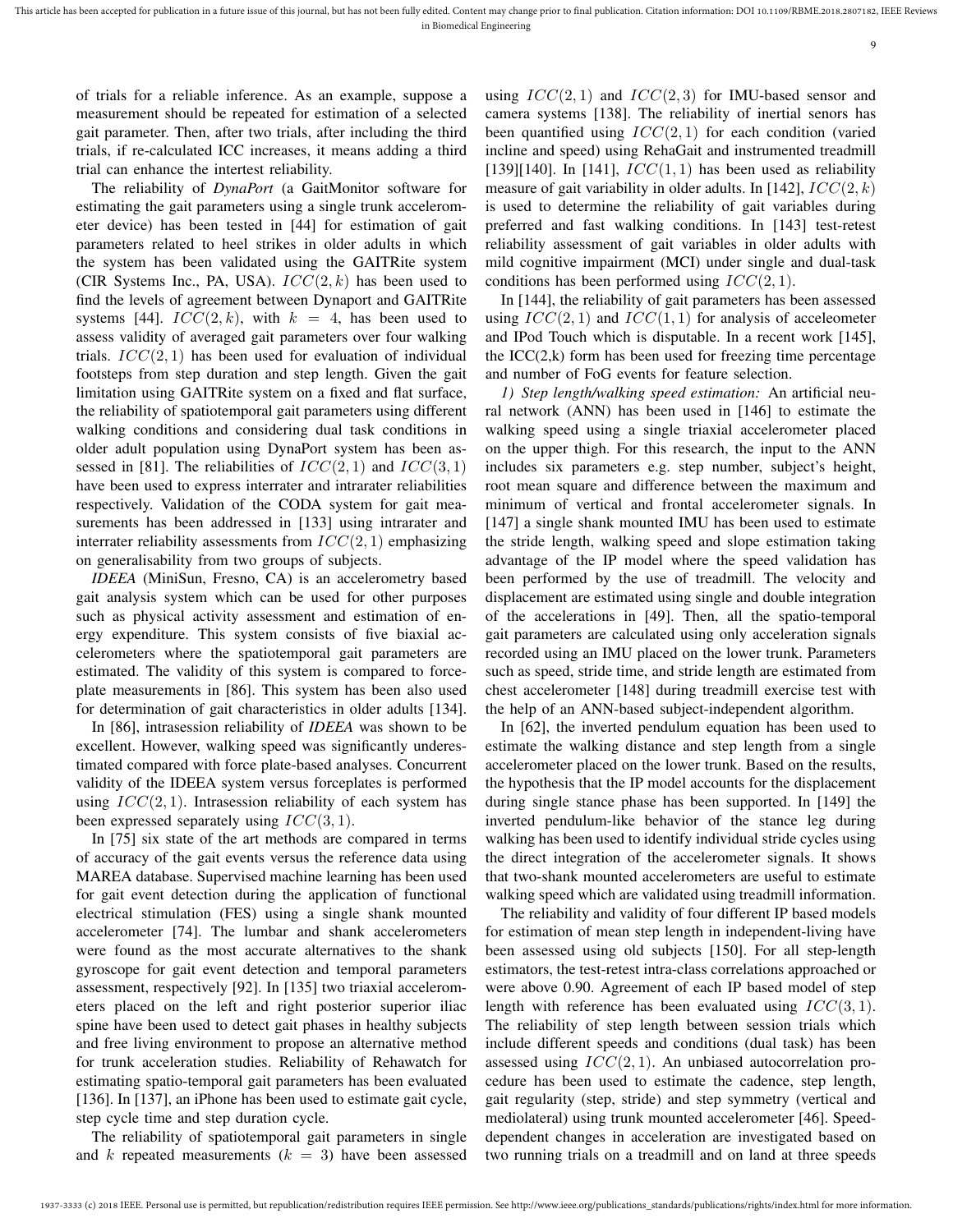of trials for a reliable inference. As an example, suppose a measurement should be repeated for estimation of a selected gait parameter. Then, after two trials, after including the third trials, if re-calculated ICC increases, it means adding a third trial can enhance the intertest reliability.

The reliability of *DynaPort* (a GaitMonitor software for estimating the gait parameters using a single trunk accelerometer device) has been tested in [44] for estimation of gait parameters related to heel strikes in older adults in which the system has been validated using the GAITRite system (CIR Systems Inc., PA, USA). $ICC(2,k)$ has been used to find the levels of agreement between Dynaport and GAITRite systems [44]. $ICC(2,k)$, with $k = 4$, has been used to assess validity of averaged gait parameters over four walking trials. $ICC(2,1)$ has been used for evaluation of individual footsteps from step duration and step length. Given the gait limitation using GAITRite system on a fixed and flat surface, the reliability of spatiotemporal gait parameters using different walking conditions and considering dual task conditions in older adult population using DynaPort system has been assessed in [81]. The reliabilities of $ICC(2,1)$ and $ICC(3,1)$ have been used to express interrater and intrarater reliabilities respectively. Validation of the CODA system for gait measurements has been addressed in [133] using intrarater and interrater reliability assessments from $ICC(2,1)$ emphasizing on generalisability from two groups of subjects.

*IDEEA* (MiniSun, Fresno, CA) is an accelerometry based gait analysis system which can be used for other purposes such as physical activity assessment and estimation of energy expenditure. This system consists of five biaxial accelerometers where the spatiotemporal gait parameters are estimated. The validity of this system is compared to force-plate measurements in [86]. This system has been also used for determination of gait characteristics in older adults [134].

In [86], intrasession reliability of *IDEEA* was shown to be excellent. However, walking speed was significantly underestimated compared with force plate-based analyses. Concurrent validity of the IDEEA system versus forceplates is performed using $ICC(2,1)$. Intrasession reliability of each system has been expressed separately using $ICC(3,1)$.

In [75] six state of the art methods are compared in terms of accuracy of the gait events versus the reference data using MAREA database. Supervised machine learning has been used for gait event detection during the application of functional electrical stimulation (FES) using a single shank mounted accelerometer [74]. The lumbar and shank accelerometers were found as the most accurate alternatives to the shank gyroscope for gait event detection and temporal parameters assessment, respectively [92]. In [135] two triaxial accelerometers placed on the left and right posterior superior iliac spine have been used to detect gait phases in healthy subjects and free living environment to propose an alternative method for trunk acceleration studies. Reliability of Rehawatch for estimating spatio-temporal gait parameters has been evaluated [136]. In [137], an iPhone has been used to estimate gait cycle, step cycle time and step duration cycle.

The reliability of spatiotemporal gait parameters in single and $k$ repeated measurements ($k = 3$) have been assessed using $ICC(2,1)$ and $ICC(2,3)$ for IMU-based sensor and camera systems [138]. The reliability of inertial senors has been quantified using $ICC(2,1)$ for each condition (varied incline and speed) using RehaGait and instrumented treadmill [139][140]. In [141], $ICC(1,1)$ has been used as reliability measure of gait variability in older adults. In [142], $ICC(2,k)$ is used to determine the reliability of gait variables during preferred and fast walking conditions. In [143] test-retest reliability assessment of gait variables in older adults with mild cognitive impairment (MCI) under single and dual-task conditions has been performed using $ICC(2,1)$.

In [144], the reliability of gait parameters has been assessed using $ICC(2,1)$ and $ICC(1,1)$ for analysis of acceleometer and IPod Touch which is disputable. In a recent work [145], the ICC(2,k) form has been used for freezing time percentage and number of FoG events for feature selection.

*1) Step length/walking speed estimation:* An artificial neural network (ANN) has been used in [146] to estimate the walking speed using a single triaxial accelerometer placed on the upper thigh. For this research, the input to the ANN includes six parameters e.g. step number, subject's height, root mean square and difference between the maximum and minimum of vertical and frontal accelerometer signals. In [147] a single shank mounted IMU has been used to estimate the stride length, walking speed and slope estimation taking advantage of the IP model where the speed validation has been performed by the use of treadmill. The velocity and displacement are estimated using single and double integration of the accelerations in [49]. Then, all the spatio-temporal gait parameters are calculated using only acceleration signals recorded using an IMU placed on the lower trunk. Parameters such as speed, stride time, and stride length are estimated from chest accelerometer [148] during treadmill exercise test with the help of an ANN-based subject-independent algorithm.

In [62], the inverted pendulum equation has been used to estimate the walking distance and step length from a single accelerometer placed on the lower trunk. Based on the results, the hypothesis that the IP model accounts for the displacement during single stance phase has been supported. In [149] the inverted pendulum-like behavior of the stance leg during walking has been used to identify individual stride cycles using the direct integration of the accelerometer signals. It shows that two-shank mounted accelerometers are useful to estimate walking speed which are validated using treadmill information.

The reliability and validity of four different IP based models for estimation of mean step length in independent-living have been assessed using old subjects [150]. For all step-length estimators, the test-retest intra-class correlations approached or were above 0.90. Agreement of each IP based model of step length with reference has been evaluated using $ICC(3,1)$. The reliability of step length between session trials which include different speeds and conditions (dual task) has been assessed using $ICC(2,1)$. An unbiased autocorrelation procedure has been used to estimate the cadence, step length, gait regularity (step, stride) and step symmetry (vertical and mediolateral) using trunk mounted accelerometer [46]. Speed-dependent changes in acceleration are investigated based on two running trials on a treadmill and on land at three speeds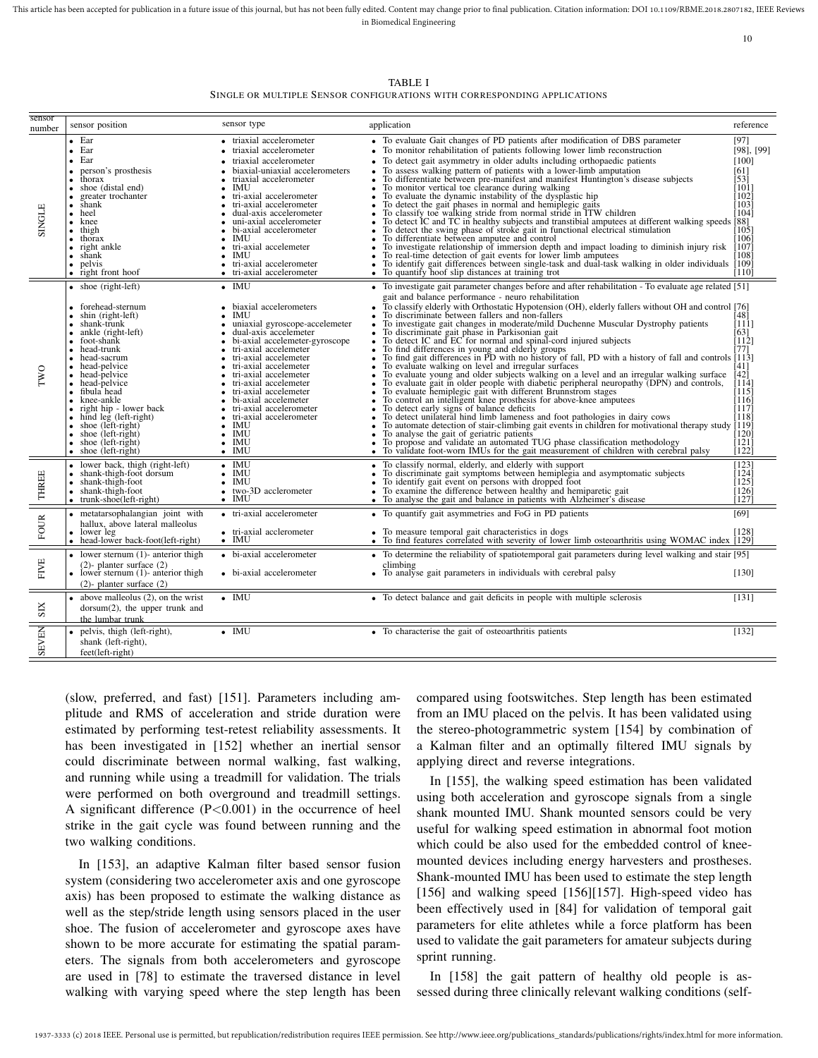TABLE I
SINGLE OR MULTIPLE SENSOR CONFIGURATIONS WITH CORRESPONDING APPLICATIONS

| sensor number | sensor position | sensor type | application | reference |
|---|---|---|---|---|
| SINGLE | • Ear | • triaxial accelerometer | • To evaluate Gait changes of PD patients after modification of DBS parameter | [97] |
| | • Ear | • triaxial accelerometer | • To monitor rehabilitation of patients following lower limb reconstruction | [98], [99] |
| | • Ear | • triaxial accelerometer | • To detect gait asymmetry in older adults including orthopaedic patients | [100] |
| | • person's prosthesis | • biaxial-uniaxial accelerometers | • To assess walking pattern of patients with a lower-limb amputation | [61] |
| | • thorax | • triaxial accelerometer | • To differentiate between pre-manifest and manifest Huntington's disease subjects | [53] |
| | • shoe (distal end) | • IMU | • To monitor vertical toe clearance during walking | [101] |
| | • greater trochanter | • tri-axial accelerometer | • To evaluate the dynamic instability of the dysplastic hip | [102] |
| | • shank | • tri-axial accelerometer | • To detect the gait phases in normal and hemiplegic gaits | [103] |
| | • heel | • dual-axis accelerometer | • To classify toe walking stride from normal stride in ITW children | [104] |
| | • knee | • uni-axial accelerometer | • To detect IC and TC in healthy subjects and transtibial amputees at different walking speeds | [88] |
| | • thigh | • bi-axial accelerometer | • To detect the swing phase of stroke gait in functional electrical stimulation | [105] |
| | • thorax | • IMU | • To differentiate between amputee and control | [106] |
| | • right ankle | • tri-axial accelemeter | • To investigate relationship of immersion depth and impact loading to diminish injury risk | [107] |
| | • shank | • IMU | • To real-time detection of gait events for lower limb amputees | [108] |
| | • pelvis | • tri-axial accelerometer | • To identify gait differences between single-task and dual-task walking in older individuals | [109] |
| | • right front hoof | • tri-axial accelerometer | • To quantify hoof slip distances at training trot | [110] |
| TWO | • shoe (right-left) | • IMU | • To investigate gait parameter changes before and after rehabilitation - To evaluate age related gait and balance performance - neuro rehabilitation | [51] |
| | • forehead-sternum | • biaxial accelerometers | • To classify elderly with Orthostatic Hypotension (OH), elderly fallers without OH and control | [76] |
| | • shin (right-left) | • IMU | • To discriminate between fallers and non-fallers | [48] |
| | • shank-trunk | • uniaxial gyroscope-accelerometer | • To investigate gait changes in moderate/mild Duchenne Muscular Dystrophy patients | [111] |
| | • ankle (right-left) | • dual-axis accelerometer | • To discriminate gait phase in Parkinsonian gait | [63] |
| | • foot-shank | • bi-axial accelerometer-gyroscope | • To detect IC and EC for normal and spinal-cord injured subjects | [112] |
| | • head-trunk | • tri-axial accelemeter | • To find differences in young and elderly groups | [77] |
| | • head-sacrum | • tri-axial accelemeter | • To find gait differences in PD with no history of fall, PD with a history of fall and controls | [113] |
| | • head-pelvice | • tri-axial accelemeter | • To evaluate walking on level and irregular surfaces | [41] |
| | • head-pelvice | • tri-axial accelemeter | • To evaluate young and older subjects walking on a level and an irregular walking surface | [42] |
| | • head-pelvice | • tri-axial accelemeter | • To evaluate gait in older people with diabetic peripheral neuropathy (DPN) and controls, | [114] |
| | • fibula head | • tri-axial accelemeter | • To evaluate hemiplegic gait with different Brunnstrom stages | [115] |
| | • knee-ankle | • bi-axial accelemeter | • To control an intelligent knee prosthesis for above-knee amputees | [116] |
| | • right hip - lower back | • tri-axial accelerometer | • To detect early signs of balance deficits | [117] |
| | • hind leg (left-right) | • tri-axial accelemeter | • To detect unilateral hind limb lameness and foot pathologies in dairy cows | [118] |
| | • shoe (left-right) | • IMU | • To automate detection of stair-climbing gait events in children for motivational therapy study | [119] |
| | • shoe (left-right) | • IMU | • To analyse the gait of geriatric patients | [120] |
| | • shoe (left-right) | • IMU | • To propose and validate an automated TUG phase classification methodology | [121] |
| | • shoe (left-right) | • IMU | • To validate foot-worn IMUs for the gait measurement of children with cerebral palsy | [122] |
| THREE | • lower back, thigh (right-left) | • IMU | • To classify normal, elderly, and elderly with support | [123] |
| | • shank-thigh-foot dorsum | • IMU | • To discriminate gait symptoms between hemiplegia and asymptomatic subjects | [124] |
| | • shank-thigh-foot | • IMU | • To identify gait event on persons with dropped foot | [125] |
| | • shank-thigh-foot | • two-3D acclerometer | • To examine the difference between healthy and hemiparetic gait | [126] |
| | • trunk-shoe(left-right) | • IMU | • To analyse the gait and balance in patients with Alzheimer's disease | [127] |
| FOUR | • metatarsophalangian joint with hallux, above lateral malleolus | • tri-axial accelerometer | • To quantify gait asymmetries and FoG in PD patients | [69] |
| | • lower leg | • tri-axial acclerometer | • To measure temporal gait characteristics in dogs | [128] |
| | • head-lower back-foot(left-right) | • IMU | • To find features correlated with severity of lower limb osteoarthritis using WOMAC index | [129] |
| FIVE | • lower sternum (1)- anterior thigh (2)- planter surface (2) | • bi-axial accelerometer | • To determine the reliability of spatiotemporal gait parameters during level walking and stair climbing | [95] |
| | • lower sternum (1)- anterior thigh (2)- planter surface (2) | • bi-axial accelerometer | • To analyse gait parameters in individuals with cerebral palsy | [130] |
| SIX | • above malleolus (2), on the wrist dorsum(2), the upper trunk and the lumbar trunk | • IMU | • To detect balance and gait deficits in people with multiple sclerosis | [131] |
| SEVEN | • pelvis, thigh (left-right), shank (left-right), feet(left-right) | • IMU | • To characterise the gait of osteoarthritis patients | [132] |

(slow, preferred, and fast) [151]. Parameters including amplitude and RMS of acceleration and stride duration were estimated by performing test-retest reliability assessments. It has been investigated in [152] whether an inertial sensor could discriminate between normal walking, fast walking, and running while using a treadmill for validation. The trials were performed on both overground and treadmill settings. A significant difference ($P<0.001$) in the occurrence of heel strike in the gait cycle was found between running and the two walking conditions.

In [153], an adaptive Kalman filter based sensor fusion system (considering two accelerometer axis and one gyroscope axis) has been proposed to estimate the walking distance as well as the step/stride length using sensors placed in the user shoe. The fusion of accelerometer and gyroscope axes have shown to be more accurate for estimating the spatial parameters. The signals from both accelerometers and gyroscope are used in [78] to estimate the traversed distance in level walking with varying speed where the step length has been compared using footswitches. Step length has been estimated from an IMU placed on the pelvis. It has been validated using the stereo-photogrammetric system [154] by combination of a Kalman filter and an optimally filtered IMU signals by applying direct and reverse integrations.

In [155], the walking speed estimation has been validated using both acceleration and gyroscope signals from a single shank mounted IMU. Shank mounted sensors could be very useful for walking speed estimation in abnormal foot motion which could be also used for the embedded control of knee-mounted devices including energy harvesters and prostheses. Shank-mounted IMU has been used to estimate the step length [156] and walking speed [156][157]. High-speed video has been effectively used in [84] for validation of temporal gait parameters for elite athletes while a force platform has been used to validate the gait parameters for amateur subjects during sprint running.

In [158] the gait pattern of healthy old people is assessed during three clinically relevant walking conditions (self-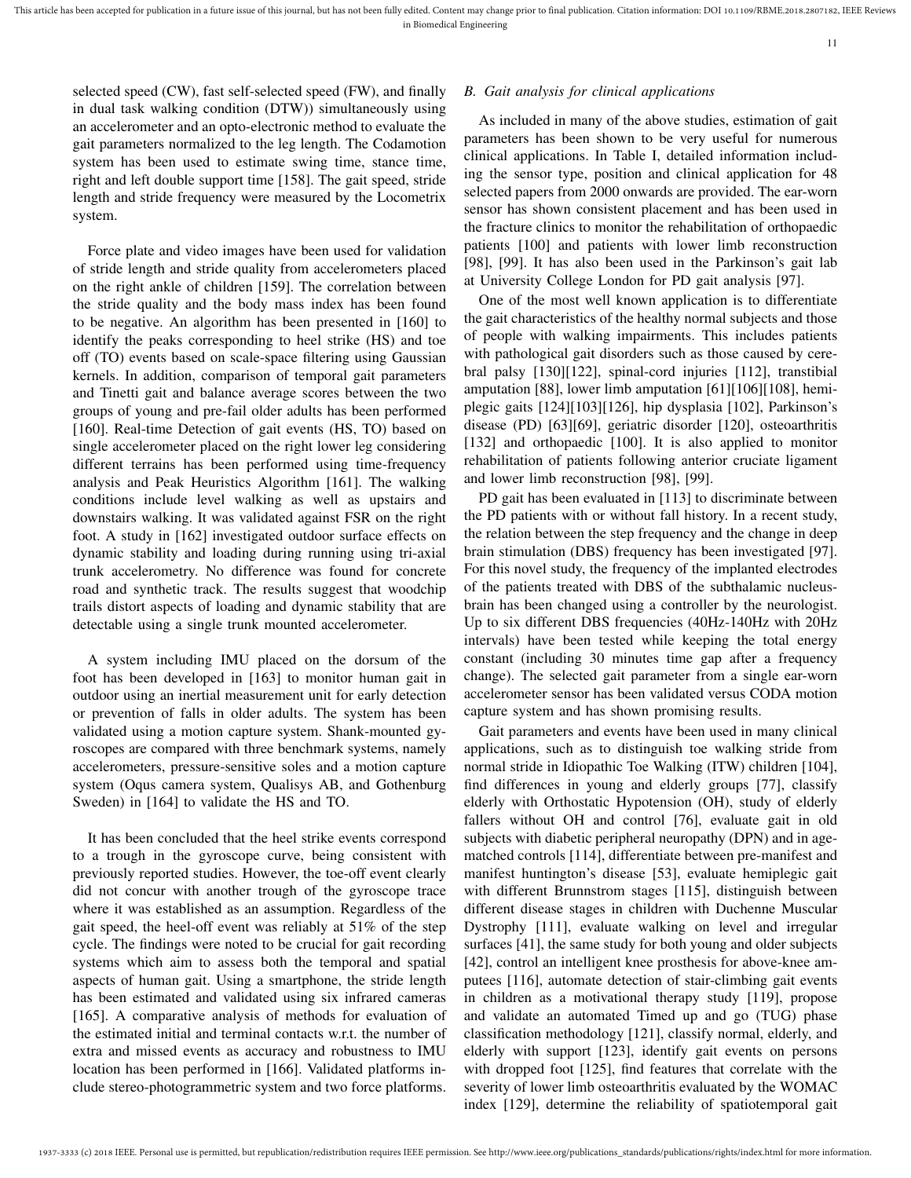selected speed (CW), fast self-selected speed (FW), and finally in dual task walking condition (DTW)) simultaneously using an accelerometer and an opto-electronic method to evaluate the gait parameters normalized to the leg length. The Codamotion system has been used to estimate swing time, stance time, right and left double support time [158]. The gait speed, stride length and stride frequency were measured by the Locometrix system.

Force plate and video images have been used for validation of stride length and stride quality from accelerometers placed on the right ankle of children [159]. The correlation between the stride quality and the body mass index has been found to be negative. An algorithm has been presented in [160] to identify the peaks corresponding to heel strike (HS) and toe off (TO) events based on scale-space filtering using Gaussian kernels. In addition, comparison of temporal gait parameters and Tinetti gait and balance average scores between the two groups of young and pre-fail older adults has been performed [160]. Real-time Detection of gait events (HS, TO) based on single accelerometer placed on the right lower leg considering different terrains has been performed using time-frequency analysis and Peak Heuristics Algorithm [161]. The walking conditions include level walking as well as upstairs and downstairs walking. It was validated against FSR on the right foot. A study in [162] investigated outdoor surface effects on dynamic stability and loading during running using tri-axial trunk accelerometry. No difference was found for concrete road and synthetic track. The results suggest that woodchip trails distort aspects of loading and dynamic stability that are detectable using a single trunk mounted accelerometer.

A system including IMU placed on the dorsum of the foot has been developed in [163] to monitor human gait in outdoor using an inertial measurement unit for early detection or prevention of falls in older adults. The system has been validated using a motion capture system. Shank-mounted gyroscopes are compared with three benchmark systems, namely accelerometers, pressure-sensitive soles and a motion capture system (Oqus camera system, Qualisys AB, and Gothenburg Sweden) in [164] to validate the HS and TO.

It has been concluded that the heel strike events correspond to a trough in the gyroscope curve, being consistent with previously reported studies. However, the toe-off event clearly did not concur with another trough of the gyroscope trace where it was established as an assumption. Regardless of the gait speed, the heel-off event was reliably at 51% of the step cycle. The findings were noted to be crucial for gait recording systems which aim to assess both the temporal and spatial aspects of human gait. Using a smartphone, the stride length has been estimated and validated using six infrared cameras [165]. A comparative analysis of methods for evaluation of the estimated initial and terminal contacts w.r.t. the number of extra and missed events as accuracy and robustness to IMU location has been performed in [166]. Validated platforms include stereo-photogrammetric system and two force platforms.

### B. Gait analysis for clinical applications

As included in many of the above studies, estimation of gait parameters has been shown to be very useful for numerous clinical applications. In Table I, detailed information including the sensor type, position and clinical application for 48 selected papers from 2000 onwards are provided. The ear-worn sensor has shown consistent placement and has been used in the fracture clinics to monitor the rehabilitation of orthopaedic patients [100] and patients with lower limb reconstruction [98], [99]. It has also been used in the Parkinson's gait lab at University College London for PD gait analysis [97].

One of the most well known application is to differentiate the gait characteristics of the healthy normal subjects and those of people with walking impairments. This includes patients with pathological gait disorders such as those caused by cerebral palsy [130][122], spinal-cord injuries [112], transtibial amputation [88], lower limb amputation [61][106][108], hemiplegic gaits [124][103][126], hip dysplasia [102], Parkinson's disease (PD) [63][69], geriatric disorder [120], osteoarthritis [132] and orthopaedic [100]. It is also applied to monitor rehabilitation of patients following anterior cruciate ligament and lower limb reconstruction [98], [99].

PD gait has been evaluated in [113] to discriminate between the PD patients with or without fall history. In a recent study, the relation between the step frequency and the change in deep brain stimulation (DBS) frequency has been investigated [97]. For this novel study, the frequency of the implanted electrodes of the patients treated with DBS of the subthalamic nucleus-brain has been changed using a controller by the neurologist. Up to six different DBS frequencies (40Hz-140Hz with 20Hz intervals) have been tested while keeping the total energy constant (including 30 minutes time gap after a frequency change). The selected gait parameter from a single ear-worn accelerometer sensor has been validated versus CODA motion capture system and has shown promising results.

Gait parameters and events have been used in many clinical applications, such as to distinguish toe walking stride from normal stride in Idiopathic Toe Walking (ITW) children [104], find differences in young and elderly groups [77], classify elderly with Orthostatic Hypotension (OH), study of elderly fallers without OH and control [76], evaluate gait in old subjects with diabetic peripheral neuropathy (DPN) and in age-matched controls [114], differentiate between pre-manifest and manifest huntington's disease [53], evaluate hemiplegic gait with different Brunnstrom stages [115], distinguish between different disease stages in children with Duchenne Muscular Dystrophy [111], evaluate walking on level and irregular surfaces [41], the same study for both young and older subjects [42], control an intelligent knee prosthesis for above-knee amputees [116], automate detection of stair-climbing gait events in children as a motivational therapy study [119], propose and validate an automated Timed up and go (TUG) phase classification methodology [121], classify normal, elderly, and elderly with support [123], identify gait events on persons with dropped foot [125], find features that correlate with the severity of lower limb osteoarthritis evaluated by the WOMAC index [129], determine the reliability of spatiotemporal gait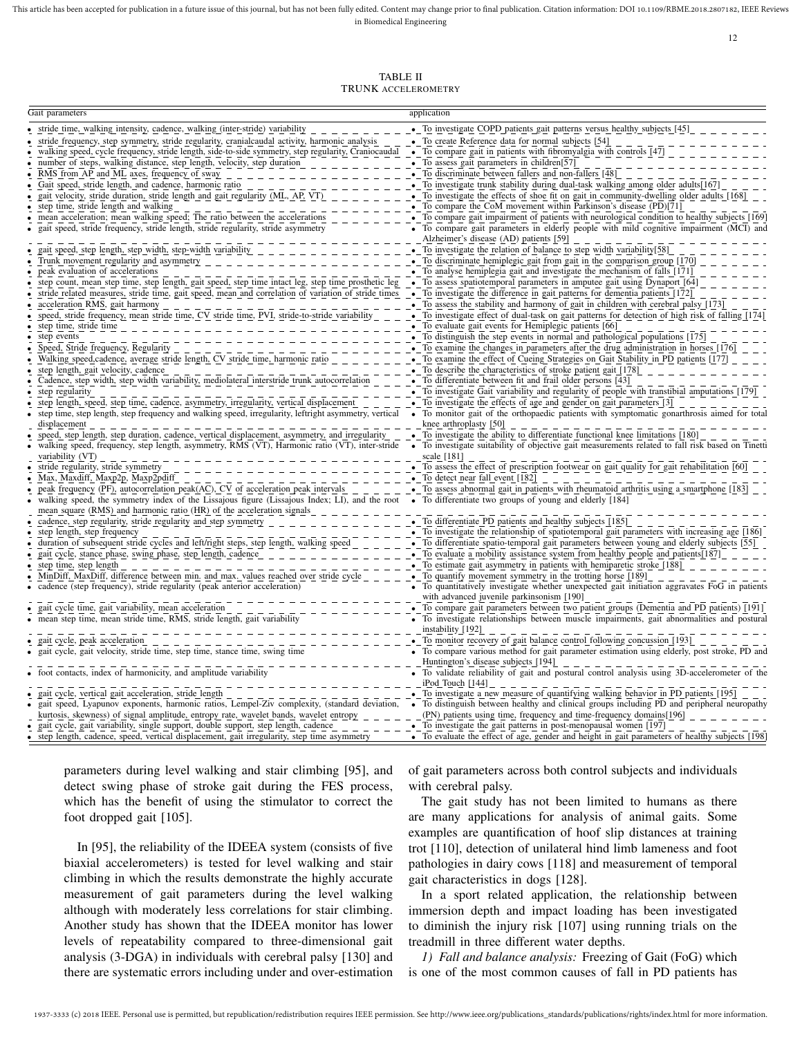TABLE II
TRUNK ACCELEROMETRY

| Gait parameters | application |
|---|---|
| • stride time, walking intensity, cadence, walking (inter-stride) variability | • To investigate COPD patients gait patterns versus healthy subjects [45] |
| • stride frequency, step symmetry, stride regularity, cranialcaudal activity, harmonic analysis | • To create Reference data for normal subjects [54] |
| • walking speed, cycle frequency, stride length, side-to-side symmetry, step regularity, Craniocaudal | • To compare gait in patients with fibromyalgia with controls [47] |
| • number of steps, walking distance, step length, velocity, step duration | • To assess gait parameters in children[57] |
| • RMS from AP and ML axes, frequency of sway | • To discriminate between fallers and non-fallers [48] |
| • Gait speed, stride length, and cadence, harmonic ratio | • To investigate trunk stability during dual-task walking among older adults[167] |
| • gait velocity, stride duration, stride length and gait regularity (ML, AP, VT) | • To investigate the effects of shoe fit on gait in community-dwelling older adults [168] |
| • step time, stride length and walking | • To compare the CoM movement within Parkinson's disease (PD)[71] |
| • mean acceleration; mean walking speed; The ratio between the accelerations | • To compare gait impairment of patients with neurological condition to healthy subjects [169] |
| • gait speed, stride frequency, stride length, stride regularity, stride asymmetry | • To compare gait parameters in elderly people with mild cognitive impairment (MCI) and Alzheimer's disease (AD) patients [59] |
| • gait speed, step length, step width, step-width variability | • To investigate the relation of balance to step width variability[58] |
| • Trunk movement regularity and asymmetry | • To discriminate hemiplegic gait from gait in the comparison group [170] |
| • peak evaluation of accelerations | • To analyse hemiplegia gait and investigate the mechanism of falls [171] |
| • step count, mean step time, step length, gait speed, step time intact leg, step time prosthetic leg | • To assess spatiotemporal parameters in amputee gait using Dynaport [64] |
| • stride related measures, stride time, gait speed, mean and correlation of variation of stride times | • To investigate the difference in gait patterns for dementia patients [172] |
| • acceleration RMS, gait harmony | • To assess the stability and harmony of gait in children with cerebral palsy [173] |
| • speed, stride frequency, mean stride time, CV stride time, PVI, stride-to-stride variability | • To investigate effect of dual-task walking on gait patterns for detection of high risk of falling [174] |
| • step time, stride time | • To evaluate gait events for Hemiplegic patients [66] |
| • step events | • To distinguish the step events in normal and pathological populations [175] |
| • Speed, Stride frequency, Regularity | • To examine the changes in parameters after the drug administration in horses [176] |
| • Walking speed,cadence, average stride length, CV stride time, harmonic ratio | • To examine the effect of Cueing Strategies on Gait Stability in PD patients [177] |
| • step length, gait velocity, cadence | • To describe the characteristics of stroke patient gait [178] |
| • Cadence, step width, step width variability, mediolateral interstride trunk autocorrelation | • To differentiate between fit and frail older persons [43] |
| • step regularity | • To investigate Gait variability and regularity of people with transtibial amputations [179] |
| • step length, speed, step time, cadence, asymmetry, irregularity, vertical displacement | • To investigate the effects of age and gender on gait parameters [3] |
| • step time, step length, step frequency and walking speed, irregularity, leftright asymmetry, vertical displacement | • To monitor gait of the orthopaedic patients with symptomatic gonarthrosis aimed for total knee arthroplasty [50] |
| • speed, step length, step duration, cadence, vertical displacement, asymmetry, and irregularity | • To investigate the ability to differentiate functional knee limitations [180] |
| • walking speed, frequency, step length, asymmetry, RMS (VT), Harmonic ratio (VT), inter-stride variability (VT) | • To investigate suitability of objective gait measurements related to fall risk based on Tinetti scale [181] |
| • stride regularity, stride symmetry | • To assess the effect of prescription footwear on gait quality for gait rehabilitation [60] |
| • Max, Maxdiff, Maxp2p, Maxp2pdiff | • To detect near fall event [182] |
| • peak frequency (PF), autocorrelation peak(AC), CV of acceleration peak intervals | • To assess abnormal gait in patients with rheumatoid arthritis using a smartphone [183] |
| • walking speed, the symmetry index of the Lissajous figure (Lissajous Index; LI), and the root mean square (RMS) and harmonic ratio (HR) of the acceleration signals | • To differentiate two groups of young and elderly [184] |
| • cadence, step regularity, stride regularity and step symmetry | • To differentiate PD patients and healthy subjects [185] |
| • step length, step frequency | • To investigate the relationship of spatiotemporal gait parameters with increasing age [186] |
| • duration of subsequent stride cycles and left/right steps, step length, walking speed | • To differentiate spatio-temporal gait parameters between young and elderly subjects [55] |
| • gait cycle, stance phase, swing phase, step length, cadence | • To evaluate a mobility assistance system from healthy people and patients[187] |
| • step time, step length | • To estimate gait asymmetry in patients with hemiparetic stroke [188] |
| • MinDiff, MaxDiff, difference between min. and max. values reached over stride cycle | • To quantify movement symmetry in the trotting horse [189] |
| • cadence (step frequency), stride regularity (peak anterior acceleration) | • To quantitatively investigate whether unexpected gait initiation aggravates FoG in patients with advanced juvenile parkinsonism [190] |
| • gait cycle time, gait variability, mean acceleration | • To compare gait parameters between two patient groups (Dementia and PD patients) [191] |
| • mean step time, mean stride time, RMS, stride length, gait variability | • To investigate relationships between muscle impairments, gait abnormalities and postural instability [192] |
| • gait cycle, peak acceleration | • To monitor recovery of gait balance control following concussion [193] |
| • gait cycle, gait velocity, stride time, step time, stance time, swing time | • To compare various method for gait parameter estimation using elderly, post stroke, PD and Huntington's disease subjects [194] |
| • foot contacts, index of harmonicity, and amplitude variability | • To validate reliability of gait and postural control analysis using 3D-accelerometer of the iPod Touch [144] |
| • gait cycle, vertical gait acceleration, stride length | • To investigate a new measure of quantifying walking behavior in PD patients [195] |
| • gait speed, Lyapunov exponents, harmonic ratios, Lempel-Ziv complexity, (standard deviation, kurtosis, skewness) of signal amplitude, entropy rate, wavelet bands, wavelet entropy | • To distinguish between healthy and clinical groups including PD and peripheral neuropathy (PN) patients using time, frequency and time-frequency domains[196] |
| • gait cycle, gait variability, single support, double support, step length, cadence | • To investigate the gait patterns in post-menopausal women [197] |
| • step length, cadence, speed, vertical displacement, gait irregularity, step time asymmetry | • To evaluate the effect of age, gender and height in gait parameters of healthy subjects [198] |

parameters during level walking and stair climbing [95], and detect swing phase of stroke gait during the FES process, which has the benefit of using the stimulator to correct the foot dropped gait [105].

In [95], the reliability of the IDEEA system (consists of five biaxial accelerometers) is tested for level walking and stair climbing in which the results demonstrate the highly accurate measurement of gait parameters during the level walking although with moderately less correlations for stair climbing. Another study has shown that the IDEEA monitor has lower levels of repeatability compared to three-dimensional gait analysis (3-DGA) in individuals with cerebral palsy [130] and there are systematic errors including under and over-estimation of gait parameters across both control subjects and individuals with cerebral palsy.

The gait study has not been limited to humans as there are many applications for analysis of animal gaits. Some examples are quantification of hoof slip distances at training trot [110], detection of unilateral hind limb lameness and foot pathologies in dairy cows [118] and measurement of temporal gait characteristics in dogs [128].

In a sport related application, the relationship between immersion depth and impact loading has been investigated to diminish the injury risk [107] using running trials on the treadmill in three different water depths.

*1) Fall and balance analysis:* Freezing of Gait (FoG) which is one of the most common causes of fall in PD patients has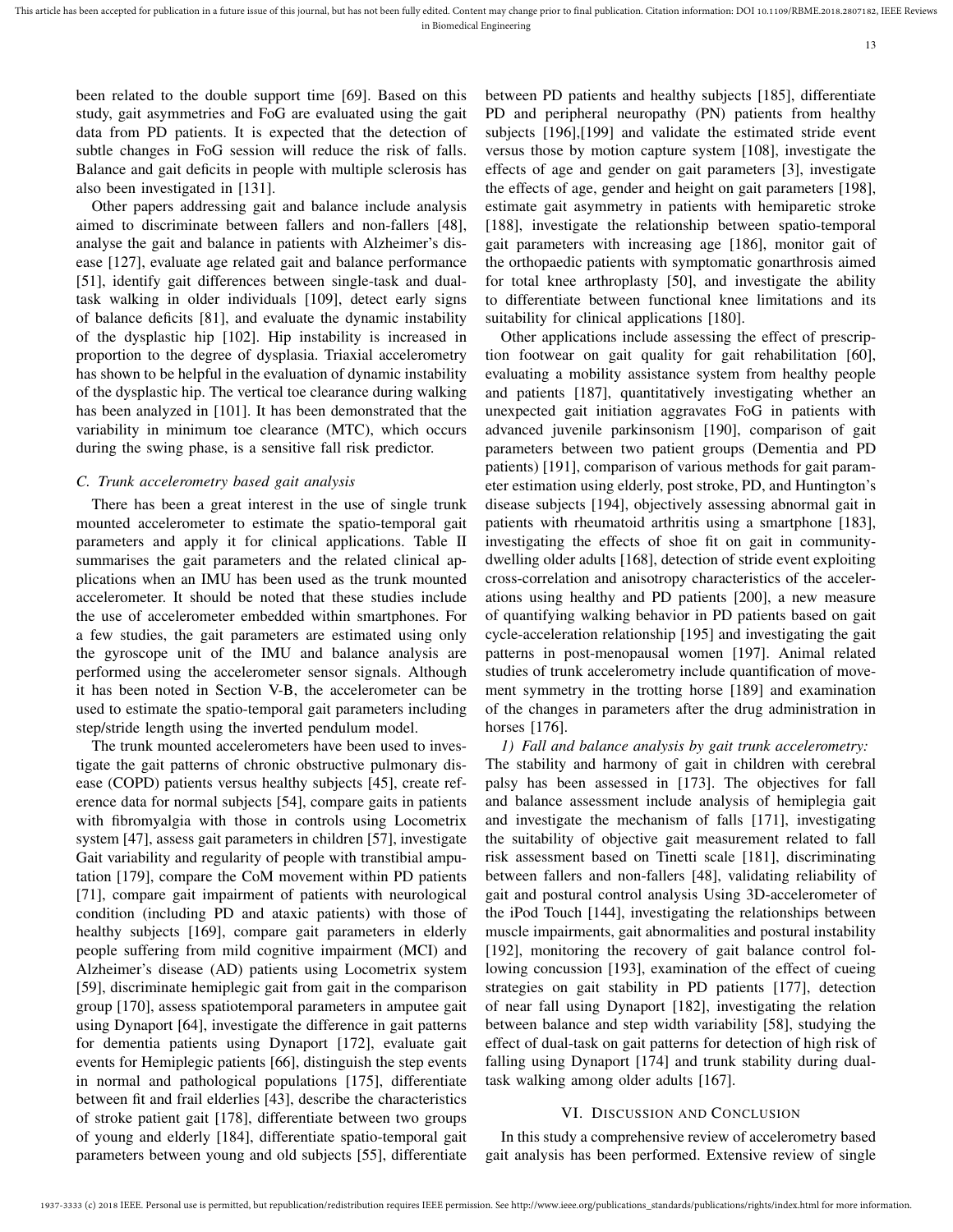been related to the double support time [69]. Based on this study, gait asymmetries and FoG are evaluated using the gait data from PD patients. It is expected that the detection of subtle changes in FoG session will reduce the risk of falls. Balance and gait deficits in people with multiple sclerosis has also been investigated in [131].

Other papers addressing gait and balance include analysis aimed to discriminate between fallers and non-fallers [48], analyse the gait and balance in patients with Alzheimer's disease [127], evaluate age related gait and balance performance [51], identify gait differences between single-task and dual-task walking in older individuals [109], detect early signs of balance deficits [81], and evaluate the dynamic instability of the dysplastic hip [102]. Hip instability is increased in proportion to the degree of dysplasia. Triaxial accelerometry has shown to be helpful in the evaluation of dynamic instability of the dysplastic hip. The vertical toe clearance during walking has been analyzed in [101]. It has been demonstrated that the variability in minimum toe clearance (MTC), which occurs during the swing phase, is a sensitive fall risk predictor.

### C. Trunk accelerometry based gait analysis

There has been a great interest in the use of single trunk mounted accelerometer to estimate the spatio-temporal gait parameters and apply it for clinical applications. Table II summarises the gait parameters and the related clinical applications when an IMU has been used as the trunk mounted accelerometer. It should be noted that these studies include the use of accelerometer embedded within smartphones. For a few studies, the gait parameters are estimated using only the gyroscope unit of the IMU and balance analysis are performed using the accelerometer sensor signals. Although it has been noted in Section V-B, the accelerometer can be used to estimate the spatio-temporal gait parameters including step/stride length using the inverted pendulum model.

The trunk mounted accelerometers have been used to investigate the gait patterns of chronic obstructive pulmonary disease (COPD) patients versus healthy subjects [45], create reference data for normal subjects [54], compare gaits in patients with fibromyalgia with those in controls using Locometrix system [47], assess gait parameters in children [57], investigate Gait variability and regularity of people with transtibial amputation [179], compare the CoM movement within PD patients [71], compare gait impairment of patients with neurological condition (including PD and ataxic patients) with those of healthy subjects [169], compare gait parameters in elderly people suffering from mild cognitive impairment (MCI) and Alzheimer's disease (AD) patients using Locometrix system [59], discriminate hemiplegic gait from gait in the comparison group [170], assess spatiotemporal parameters in amputee gait using Dynaport [64], investigate the difference in gait patterns for dementia patients using Dynaport [172], evaluate gait events for Hemiplegic patients [66], distinguish the step events in normal and pathological populations [175], differentiate between fit and frail elderlies [43], describe the characteristics of stroke patient gait [178], differentiate between two groups of young and elderly [184], differentiate spatio-temporal gait parameters between young and old subjects [55], differentiate between PD patients and healthy subjects [185], differentiate PD and peripheral neuropathy (PN) patients from healthy subjects [196],[199] and validate the estimated stride event versus those by motion capture system [108], investigate the effects of age and gender on gait parameters [3], investigate the effects of age, gender and height on gait parameters [198], estimate gait asymmetry in patients with hemiparetic stroke [188], investigate the relationship between spatio-temporal gait parameters with increasing age [186], monitor gait of the orthopaedic patients with symptomatic gonarthrosis aimed for total knee arthroplasty [50], and investigate the ability to differentiate between functional knee limitations and its suitability for clinical applications [180].

Other applications include assessing the effect of prescription footwear on gait quality for gait rehabilitation [60], evaluating a mobility assistance system from healthy people and patients [187], quantitatively investigating whether an unexpected gait initiation aggravates FoG in patients with advanced juvenile parkinsonism [190], comparison of gait parameters between two patient groups (Dementia and PD patients) [191], comparison of various methods for gait parameter estimation using elderly, post stroke, PD, and Huntington's disease subjects [194], objectively assessing abnormal gait in patients with rheumatoid arthritis using a smartphone [183], investigating the effects of shoe fit on gait in community-dwelling older adults [168], detection of stride event exploiting cross-correlation and anisotropy characteristics of the accelerations using healthy and PD patients [200], a new measure of quantifying walking behavior in PD patients based on gait cycle-acceleration relationship [195] and investigating the gait patterns in post-menopausal women [197]. Animal related studies of trunk accelerometry include quantification of movement symmetry in the trotting horse [189] and examination of the changes in parameters after the drug administration in horses [176].

#### 1) Fall and balance analysis by gait trunk accelerometry:

The stability and harmony of gait in children with cerebral palsy has been assessed in [173]. The objectives for fall and balance assessment include analysis of hemiplegia gait and investigate the mechanism of falls [171], investigating the suitability of objective gait measurement related to fall risk assessment based on Tinetti scale [181], discriminating between fallers and non-fallers [48], validating reliability of gait and postural control analysis Using 3D-accelerometer of the iPod Touch [144], investigating the relationships between muscle impairments, gait abnormalities and postural instability [192], monitoring the recovery of gait balance control following concussion [193], examination of the effect of cueing strategies on gait stability in PD patients [177], detection of near fall using Dynaport [182], investigating the relation between balance and step width variability [58], studying the effect of dual-task on gait patterns for detection of high risk of falling using Dynaport [174] and trunk stability during dual-task walking among older adults [167].

## VI. Discussion and Conclusion

In this study a comprehensive review of accelerometry based gait analysis has been performed. Extensive review of single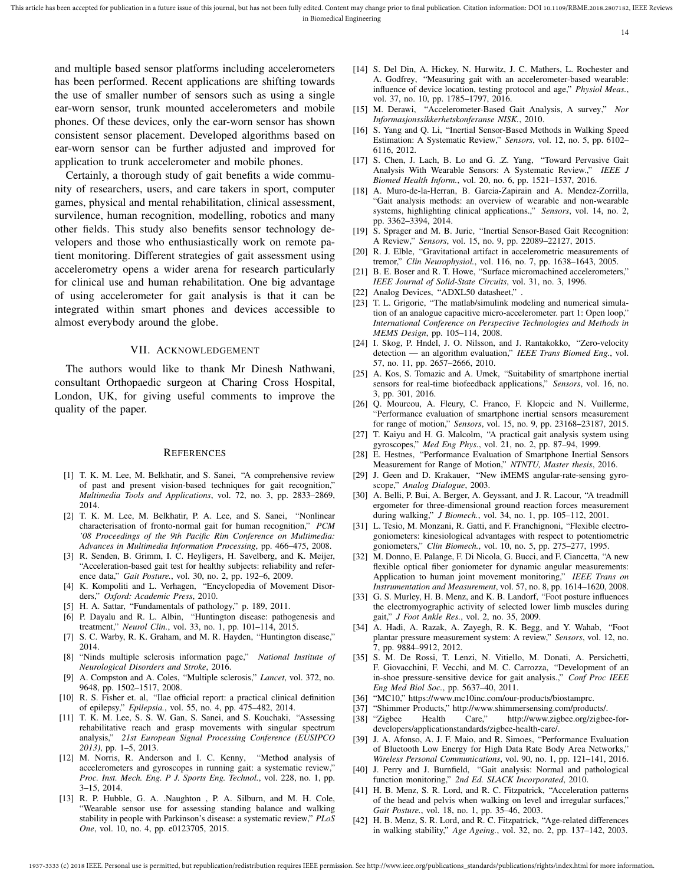and multiple based sensor platforms including accelerometers has been performed. Recent applications are shifting towards the use of smaller number of sensors such as using a single ear-worn sensor, trunk mounted accelerometers and mobile phones. Of these devices, only the ear-worn sensor has shown consistent sensor placement. Developed algorithms based on ear-worn sensor can be further adjusted and improved for application to trunk accelerometer and mobile phones.

Certainly, a thorough study of gait benefits a wide community of researchers, users, and care takers in sport, computer games, physical and mental rehabilitation, clinical assessment, survilence, human recognition, modelling, robotics and many other fields. This study also benefits sensor technology developers and those who enthusiastically work on remote patient monitoring. Different strategies of gait assessment using accelerometry opens a wider arena for research particularly for clinical use and human rehabilitation. One big advantage of using accelerometer for gait analysis is that it can be integrated within smart phones and devices accessible to almost everybody around the globe.

## VII. Acknowledgement

The authors would like to thank Mr Dinesh Nathwani, consultant Orthopaedic surgeon at Charing Cross Hospital, London, UK, for giving useful comments to improve the quality of the paper.

## References

[1] T. K. M. Lee, M. Belkhatir, and S. Sanei, "A comprehensive review of past and present vision-based techniques for gait recognition," *Multimedia Tools and Applications*, vol. 72, no. 3, pp. 2833–2869, 2014.

[2] T. K. M. Lee, M. Belkhatir, P. A. Lee, and S. Sanei, "Nonlinear characterisation of fronto-normal gait for human recognition," *PCM '08 Proceedings of the 9th Pacific Rim Conference on Multimedia: Advances in Multimedia Information Processing*, pp. 466–475, 2008.

[3] R. Senden, B. Grimm, I. C. Heyligers, H. Savelberg, and K. Meijer, "Acceleration-based gait test for healthy subjects: reliability and reference data," *Gait Posture.*, vol. 30, no. 2, pp. 192–6, 2009.

[4] K. Kompoliti and L. Verhagen, "Encyclopedia of Movement Disorders," *Oxford: Academic Press*, 2010.

[5] H. A. Sattar, "Fundamentals of pathology," p. 189, 2011.

[6] P. Dayalu and R. L. Albin, "Huntington disease: pathogenesis and treatment," *Neurol Clin.*, vol. 33, no. 1, pp. 101–114, 2015.

[7] S. C. Warby, R. K. Graham, and M. R. Hayden, "Huntington disease," 2014.

[8] "Ninds multiple sclerosis information page," *National Institute of Neurological Disorders and Stroke*, 2016.

[9] A. Compston and A. Coles, "Multiple sclerosis," *Lancet*, vol. 372, no. 9648, pp. 1502–1517, 2008.

[10] R. S. Fisher et. al, "Ilae official report: a practical clinical definition of epilepsy," *Epilepsia.*, vol. 55, no. 4, pp. 475–482, 2014.

[11] T. K. M. Lee, S. S. W. Gan, S. Sanei, and S. Kouchaki, "Assessing rehabilitative reach and grasp movements with singular spectrum analysis," *21st European Signal Processing Conference (EUSIPCO 2013)*, pp. 1–5, 2013.

[12] M. Norris, R. Anderson and I. C. Kenny, "Method analysis of accelerometers and gyroscopes in running gait: a systematic review," *Proc. Inst. Mech. Eng. P J Sports Eng. Technol.*, vol. 228, no. 1, pp. 3–15, 2014.

[13] R. P. Hubble, G. A. .Naughton , P. A. Silburn, and M. H. Cole, "Wearable sensor use for assessing standing balance and walking stability in people with Parkinson's disease: a systematic review," *PLoS One*, vol. 10, no. 4, pp. e0123705, 2015.

[14] S. Del Din, A. Hickey, N. Hurwitz, J. C. Mathers, L. Rochester and A. Godfrey, "Measuring gait with an accelerometer-based wearable: influence of device location, testing protocol and age," *Physiol Meas.*, vol. 37, no. 10, pp. 1785–1797, 2016.

[15] M. Derawi, "Accelerometer-Based Gait Analysis, A survey," *Nor Informasjonssikkerhetskonferanse NISK.*, 2010.

[16] S. Yang and Q. Li, "Inertial Sensor-Based Methods in Walking Speed Estimation: A Systematic Review," *Sensors*, vol. 12, no. 5, pp. 6102–6116, 2012.

[17] S. Chen, J. Lach, B. Lo and G. .Z. Yang, "Toward Pervasive Gait Analysis With Wearable Sensors: A Systematic Review.," *IEEE J Biomed Health Inform.*, vol. 20, no. 6, pp. 1521–1537, 2016.

[18] A. Muro-de-la-Herran, B. Garcia-Zapirain and A. Mendez-Zorrilla, "Gait analysis methods: an overview of wearable and non-wearable systems, highlighting clinical applications.," *Sensors*, vol. 14, no. 2, pp. 3362–3394, 2014.

[19] S. Sprager and M. B. Juric, "Inertial Sensor-Based Gait Recognition: A Review," *Sensors*, vol. 15, no. 9, pp. 22089–22127, 2015.

[20] R. J. Elble, "Gravitational artifact in accelerometric measurements of tremor," *Clin Neurophysiol.*, vol. 116, no. 7, pp. 1638–1643, 2005.

[21] B. E. Boser and R. T. Howe, "Surface micromachined accelerometers," *IEEE Journal of Solid-State Circuits*, vol. 31, no. 3, 1996.

[22] Analog Devices, "ADXL50 datasheet," .

[23] T. L. Grigorie, "The matlab/simulink modeling and numerical simulation of an analogue capacitive micro-accelerometer. part 1: Open loop," *International Conference on Perspective Technologies and Methods in MEMS Design*, pp. 105–114, 2008.

[24] I. Skog, P. Hndel, J. O. Nilsson, and J. Rantakokko, "Zero-velocity detection — an algorithm evaluation," *IEEE Trans Biomed Eng.*, vol. 57, no. 11, pp. 2657–2666, 2010.

[25] A. Kos, S. Tomazic and A. Umek, "Suitability of smartphone inertial sensors for real-time biofeedback applications," *Sensors*, vol. 16, no. 3, pp. 301, 2016.

[26] Q. Mourcou, A. Fleury, C. Franco, F. Klopcic and N. Vuillerme, "Performance evaluation of smartphone inertial sensors measurement for range of motion," *Sensors*, vol. 15, no. 9, pp. 23168–23187, 2015.

[27] T. Kaiyu and H. G. Malcolm, "A practical gait analysis system using gyroscopes," *Med Eng Phys.*, vol. 21, no. 2, pp. 87–94, 1999.

[28] E. Hestnes, "Performance Evaluation of Smartphone Inertial Sensors Measurement for Range of Motion," *NTNTU, Master thesis*, 2016.

[29] J. Geen and D. Krakauer, "New iMEMS angular-rate-sensing gyroscope," *Analog Dialogue*, 2003.

[30] A. Belli, P. Bui, A. Berger, A. Geyssant, and J. R. Lacour, "A treadmill ergometer for three-dimensional ground reaction forces measurement during walking," *J Biomech.*, vol. 34, no. 1, pp. 105–112, 2001.

[31] L. Tesio, M. Monzani, R. Gatti, and F. Franchignoni, "Flexible electrogoniometers: kinesiological advantages with respect to potentiometric goniometers," *Clin Biomech.*, vol. 10, no. 5, pp. 275–277, 1995.

[32] M. Donno, E. Palange, F. Di Nicola, G. Bucci, and F. Ciancetta, "A new flexible optical fiber goniometer for dynamic angular measurements: Application to human joint movement monitoring," *IEEE Trans on Instrumentation and Measurement*, vol. 57, no. 8, pp. 1614–1620, 2008.

[33] G. S. Murley, H. B. Menz, and K. B. Landorf, "Foot posture influences the electromyographic activity of selected lower limb muscles during gait," *J Foot Ankle Res.*, vol. 2, no. 35, 2009.

[34] A. Hadi, A. Razak, A. Zayegh, R. K. Begg, and Y. Wahab, "Foot plantar pressure measurement system: A review," *Sensors*, vol. 12, no. 7, pp. 9884–9912, 2012.

[35] S. M. De Rossi, T. Lenzi, N. Vitiello, M. Donati, A. Persichetti, F. Giovacchini, F. Vecchi, and M. C. Carrozza, "Development of an in-shoe pressure-sensitive device for gait analysis.," *Conf Proc IEEE Eng Med Biol Soc.*, pp. 5637–40, 2011.

[36] "MC10," https://www.mc10inc.com/our-products/biostamprc.

[37] "Shimmer Products," http://www.shimmersensing.com/products/.

[38] "Zigbee Health Care," http://www.zigbee.org/zigbee-for-developers/applicationstandards/zigbee-health-care/.

[39] J. A. Afonso, A. J. F. Maio, and R. Simoes, "Performance Evaluation of Bluetooth Low Energy for High Data Rate Body Area Networks," *Wireless Personal Communications*, vol. 90, no. 1, pp. 121–141, 2016.

[40] J. Perry and J. Burnfield, "Gait analysis: Normal and pathological function monitoring," *2nd Ed. SLACK Incorporated*, 2010.

[41] H. B. Menz, S. R. Lord, and R. C. Fitzpatrick, "Acceleration patterns of the head and pelvis when walking on level and irregular surfaces," *Gait Posture.*, vol. 18, no. 1, pp. 35–46, 2003.

[42] H. B. Menz, S. R. Lord, and R. C. Fitzpatrick, "Age-related differences in walking stability," *Age Ageing.*, vol. 32, no. 2, pp. 137–142, 2003.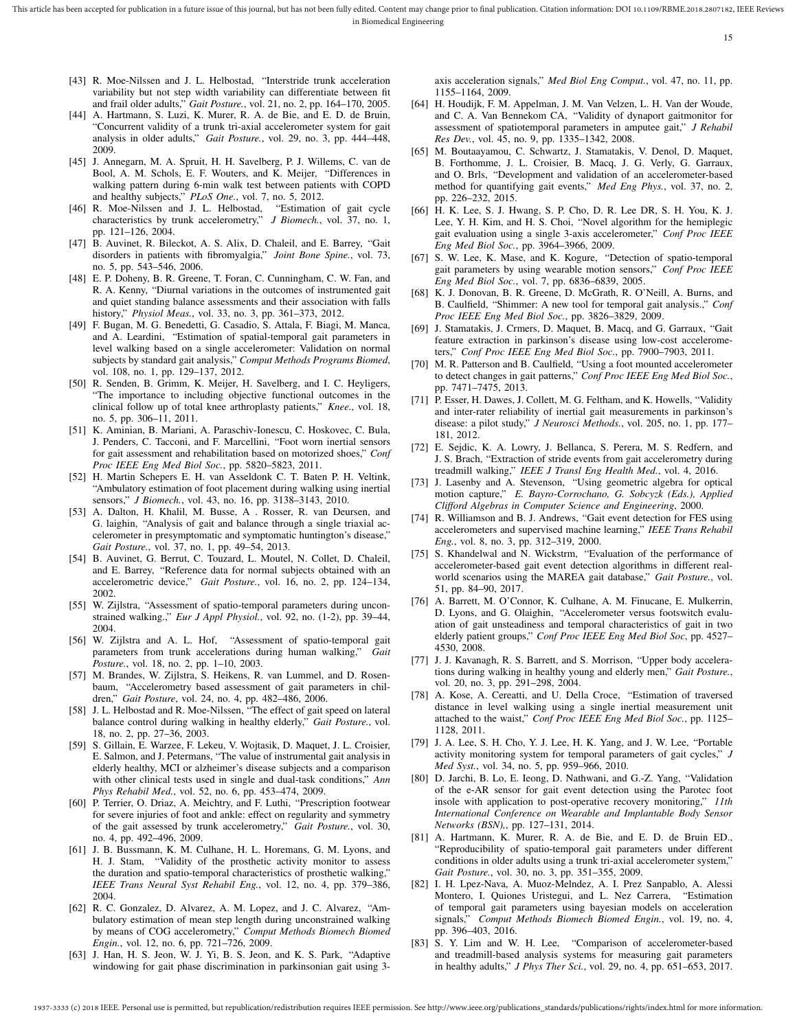[43] R. Moe-Nilssen and J. L. Helbostad, "Interstride trunk acceleration variability but not step width variability can differentiate between fit and frail older adults," *Gait Posture.*, vol. 21, no. 2, pp. 164–170, 2005.

[44] A. Hartmann, S. Luzi, K. Murer, R. A. de Bie, and E. D. de Bruin, "Concurrent validity of a trunk tri-axial accelerometer system for gait analysis in older adults," *Gait Posture.*, vol. 29, no. 3, pp. 444–448, 2009.

[45] J. Annegarn, M. A. Spruit, H. H. Savelberg, P. J. Willems, C. van de Bool, A. M. Schols, E. F. Wouters, and K. Meijer, "Differences in walking pattern during 6-min walk test between patients with COPD and healthy subjects," *PLoS One.*, vol. 7, no. 5, 2012.

[46] R. Moe-Nilssen and J. L. Helbostad, "Estimation of gait cycle characteristics by trunk accelerometry," *J Biomech.*, vol. 37, no. 1, pp. 121–126, 2004.

[47] B. Auvinet, R. Bileckot, A. S. Alix, D. Chaleil, and E. Barrey, "Gait disorders in patients with fibromyalgia," *Joint Bone Spine.*, vol. 73, no. 5, pp. 543–546, 2006.

[48] E. P. Doheny, B. R. Greene, T. Foran, C. Cunningham, C. W. Fan, and R. A. Kenny, "Diurnal variations in the outcomes of instrumented gait and quiet standing balance assessments and their association with falls history," *Physiol Meas.*, vol. 33, no. 3, pp. 361–373, 2012.

[49] F. Bugan, M. G. Benedetti, G. Casadio, S. Attala, F. Biagi, M. Manca, and A. Leardini, "Estimation of spatial-temporal gait parameters in level walking based on a single accelerometer: Validation on normal subjects by standard gait analysis," *Comput Methods Programs Biomed*, vol. 108, no. 1, pp. 129–137, 2012.

[50] R. Senden, B. Grimm, K. Meijer, H. Savelberg, and I. C. Heyligers, "The importance to including objective functional outcomes in the clinical follow up of total knee arthroplasty patients," *Knee.*, vol. 18, no. 5, pp. 306–11, 2011.

[51] K. Aminian, B. Mariani, A. Paraschiv-Ionescu, C. Hoskovec, C. Bula, J. Penders, C. Tacconi, and F. Marcellini, "Foot worn inertial sensors for gait assessment and rehabilitation based on motorized shoes," *Conf Proc IEEE Eng Med Biol Soc.*, pp. 5820–5823, 2011.

[52] H. Martin Schepers E. H. van Asseldonk C. T. Baten P. H. Veltink, "Ambulatory estimation of foot placement during walking using inertial sensors," *J Biomech.*, vol. 43, no. 16, pp. 3138–3143, 2010.

[53] A. Dalton, H. Khalil, M. Busse, A . Rosser, R. van Deursen, and G. laighin, "Analysis of gait and balance through a single triaxial accelerometer in presymptomatic and symptomatic huntington's disease," *Gait Posture.*, vol. 37, no. 1, pp. 49–54, 2013.

[54] B. Auvinet, G. Berrut, C. Touzard, L. Moutel, N. Collet, D. Chaleil, and E. Barrey, "Reference data for normal subjects obtained with an accelerometric device," *Gait Posture.*, vol. 16, no. 2, pp. 124–134, 2002.

[55] W. Zijlstra, "Assessment of spatio-temporal parameters during unconstrained walking.," *Eur J Appl Physiol.*, vol. 92, no. (1-2), pp. 39–44, 2004.

[56] W. Zijlstra and A. L. Hof, "Assessment of spatio-temporal gait parameters from trunk accelerations during human walking," *Gait Posture.*, vol. 18, no. 2, pp. 1–10, 2003.

[57] M. Brandes, W. Zijlstra, S. Heikens, R. van Lummel, and D. Rosenbaum, "Accelerometry based assessment of gait parameters in children," *Gait Posture*, vol. 24, no. 4, pp. 482–486, 2006.

[58] J. L. Helbostad and R. Moe-Nilssen, "The effect of gait speed on lateral balance control during walking in healthy elderly," *Gait Posture.*, vol. 18, no. 2, pp. 27–36, 2003.

[59] S. Gillain, E. Warzee, F. Lekeu, V. Wojtasik, D. Maquet, J. L. Croisier, E. Salmon, and J. Petermans, "The value of instrumental gait analysis in elderly healthy, MCI or alzheimer's disease subjects and a comparison with other clinical tests used in single and dual-task conditions," *Ann Phys Rehabil Med.*, vol. 52, no. 6, pp. 453–474, 2009.

[60] P. Terrier, O. Driaz, A. Meichtry, and F. Luthi, "Prescription footwear for severe injuries of foot and ankle: effect on regularity and symmetry of the gait assessed by trunk accelerometry," *Gait Posture.*, vol. 30, no. 4, pp. 492–496, 2009.

[61] J. B. Bussmann, K. M. Culhane, H. L. Horemans, G. M. Lyons, and H. J. Stam, "Validity of the prosthetic activity monitor to assess the duration and spatio-temporal characteristics of prosthetic walking," *IEEE Trans Neural Syst Rehabil Eng.*, vol. 12, no. 4, pp. 379–386, 2004.

[62] R. C. Gonzalez, D. Alvarez, A. M. Lopez, and J. C. Alvarez, "Ambulatory estimation of mean step length during unconstrained walking by means of COG accelerometry," *Comput Methods Biomech Biomed Engin.*, vol. 12, no. 6, pp. 721–726, 2009.

[63] J. Han, H. S. Jeon, W. J. Yi, B. S. Jeon, and K. S. Park, "Adaptive windowing for gait phase discrimination in parkinsonian gait using 3-axis acceleration signals," *Med Biol Eng Comput.*, vol. 47, no. 11, pp. 1155–1164, 2009.

[64] H. Houdijk, F. M. Appelman, J. M. Van Velzen, L. H. Van der Woude, and C. A. Van Bennekom CA, "Validity of dynaport gaitmonitor for assessment of spatiotemporal parameters in amputee gait," *J Rehabil Res Dev.*, vol. 45, no. 9, pp. 1335–1342, 2008.

[65] M. Boutaayamou, C. Schwartz, J. Stamatakis, V. Denol, D. Maquet, B. Forthomme, J. L. Croisier, B. Macq, J. G. Verly, G. Garraux, and O. Brls, "Development and validation of an accelerometer-based method for quantifying gait events," *Med Eng Phys.*, vol. 37, no. 2, pp. 226–232, 2015.

[66] H. K. Lee, S. J. Hwang, S. P. Cho, D. R. Lee DR, S. H. You, K. J. Lee, Y. H. Kim, and H. S. Choi, "Novel algorithm for the hemiplegic gait evaluation using a single 3-axis accelerometer," *Conf Proc IEEE Eng Med Biol Soc.*, pp. 3964–3966, 2009.

[67] S. W. Lee, K. Mase, and K. Kogure, "Detection of spatio-temporal gait parameters by using wearable motion sensors," *Conf Proc IEEE Eng Med Biol Soc.*, vol. 7, pp. 6836–6839, 2005.

[68] K. J. Donovan, B. R. Greene, D. McGrath, R. O'Neill, A. Burns, and B. Caulfield, "Shimmer: A new tool for temporal gait analysis.," *Conf Proc IEEE Eng Med Biol Soc.*, pp. 3826–3829, 2009.

[69] J. Stamatakis, J. Crmers, D. Maquet, B. Macq, and G. Garraux, "Gait feature extraction in parkinson's disease using low-cost accelerometers," *Conf Proc IEEE Eng Med Biol Soc.*, pp. 7900–7903, 2011.

[70] M. R. Patterson and B. Caulfield, "Using a foot mounted accelerometer to detect changes in gait patterns," *Conf Proc IEEE Eng Med Biol Soc.*, pp. 7471–7475, 2013.

[71] P. Esser, H. Dawes, J. Collett, M. G. Feltham, and K. Howells, "Validity and inter-rater reliability of inertial gait measurements in parkinson's disease: a pilot study," *J Neurosci Methods.*, vol. 205, no. 1, pp. 177–181, 2012.

[72] E. Sejdic, K. A. Lowry, J. Bellanca, S. Perera, M. S. Redfern, and J. S. Brach, "Extraction of stride events from gait accelerometry during treadmill walking," *IEEE J Transl Eng Health Med.*, vol. 4, 2016.

[73] J. Lasenby and A. Stevenson, "Using geometric algebra for optical motion capture," *E. Bayro-Corrochano, G. Sobcyzk (Eds.), Applied Clifford Algebras in Computer Science and Engineering*, 2000.

[74] R. Williamson and B. J. Andrews, "Gait event detection for FES using accelerometers and supervised machine learning," *IEEE Trans Rehabil Eng.*, vol. 8, no. 3, pp. 312–319, 2000.

[75] S. Khandelwal and N. Wickstrm, "Evaluation of the performance of accelerometer-based gait event detection algorithms in different real-world scenarios using the MAREA gait database," *Gait Posture.*, vol. 51, pp. 84–90, 2017.

[76] A. Barrett, M. O'Connor, K. Culhane, A. M. Finucane, E. Mulkerrin, D. Lyons, and G. Olaighin, "Accelerometer versus footswitch evaluation of gait unsteadiness and temporal characteristics of gait in two elderly patient groups," *Conf Proc IEEE Eng Med Biol Soc*, pp. 4527–4530, 2008.

[77] J. J. Kavanagh, R. S. Barrett, and S. Morrison, "Upper body accelerations during walking in healthy young and elderly men," *Gait Posture.*, vol. 20, no. 3, pp. 291–298, 2004.

[78] A. Kose, A. Cereatti, and U. Della Croce, "Estimation of traversed distance in level walking using a single inertial measurement unit attached to the waist," *Conf Proc IEEE Eng Med Biol Soc.*, pp. 1125–1128, 2011.

[79] J. A. Lee, S. H. Cho, Y. J. Lee, H. K. Yang, and J. W. Lee, "Portable activity monitoring system for temporal parameters of gait cycles," *J Med Syst.*, vol. 34, no. 5, pp. 959–966, 2010.

[80] D. Jarchi, B. Lo, E. Ieong, D. Nathwani, and G.-Z. Yang, "Validation of the e-AR sensor for gait event detection using the Parotec foot insole with application to post-operative recovery monitoring," *11th International Conference on Wearable and Implantable Body Sensor Networks (BSN),*, pp. 127–131, 2014.

[81] A. Hartmann, K. Murer, R. A. de Bie, and E. D. de Bruin ED., "Reproducibility of spatio-temporal gait parameters under different conditions in older adults using a trunk tri-axial accelerometer system," *Gait Posture.*, vol. 30, no. 3, pp. 351–355, 2009.

[82] I. H. Lpez-Nava, A. Muoz-Melndez, A. I. Prez Sanpablo, A. Alessi Montero, I. Quiones Uristegui, and L. Nez Carrera, "Estimation of temporal gait parameters using bayesian models on acceleration signals," *Comput Methods Biomech Biomed Engin.*, vol. 19, no. 4, pp. 396–403, 2016.

[83] S. Y. Lim and W. H. Lee, "Comparison of accelerometer-based and treadmill-based analysis systems for measuring gait parameters in healthy adults," *J Phys Ther Sci.*, vol. 29, no. 4, pp. 651–653, 2017.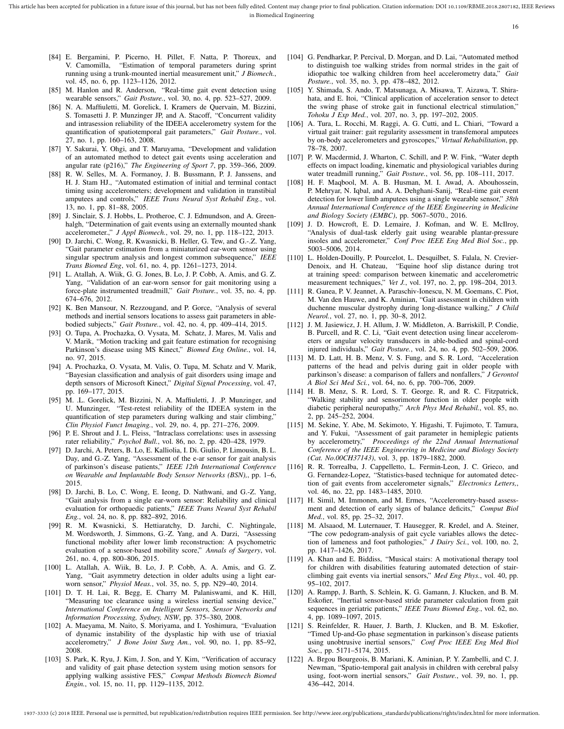[84] E. Bergamini, P. Picerno, H. Pillet, F. Natta, P. Thoreux, and V. Camomilla, "Estimation of temporal parameters during sprint running using a trunk-mounted inertial measurement unit," *J Biomech.*, vol. 45, no. 6, pp. 1123–1126, 2012.

[85] M. Hanlon and R. Anderson, "Real-time gait event detection using wearable sensors," *Gait Posture.*, vol. 30, no. 4, pp. 523–527, 2009.

[86] N. A. Maffiuletti, M. Gorelick, I. Kramers de Quervain, M. Bizzini, S. Tomasetti J. P. Munzinger JP, and A. Stacoff, "Concurrent validity and intrasession reliability of the IDEEA accelerometry system for the quantification of spatiotemporal gait parameters," *Gait Posture.*, vol. 27, no. 1, pp. 160–163, 2008.

[87] Y. Sakurai, Y. Ohgi, and T. Maruyama, "Development and validation of an automated method to detect gait events using acceleration and angular rate (p216)," *The Engineering of Sport 7*, pp. 359–366, 2009.

[88] R. W. Selles, M. A. Formanoy, J. B. Bussmann, P. J. Janssens, and H. J. Stam HJ., "Automated estimation of initial and terminal contact timing using accelerometers; development and validation in transtibial amputees and controls," *IEEE Trans Neural Syst Rehabil Eng.*, vol. 13, no. 1, pp. 81–88, 2005.

[89] J. Sinclair, S. J. Hobbs, L. Protheroe, C. J. Edmundson, and A. Greenhalgh, "Determination of gait events using an externally mounted shank accelerometer.," *J Appl Biomech.*, vol. 29, no. 1, pp. 118–122, 2013.

[90] D. Jarchi, C. Wong, R. Kwasnicki, B. Heller, G. Tew, and G.-Z. Yang, "Gait parameter estimation from a miniaturized ear-worn sensor using singular spectrum analysis and longest common subsequence," *IEEE Trans Biomed Eng*, vol. 61, no. 4, pp. 1261–1273, 2014.

[91] L. Atallah, A. Wiik, G. G. Jones, B. Lo, J. P. Cobb, A. Amis, and G. Z. Yang, "Validation of an ear-worn sensor for gait monitoring using a force-plate instrumented treadmill," *Gait Posture.*, vol. 35, no. 4, pp. 674–676, 2012.

[92] K. Ben Mansour, N. Rezzougand, and P. Gorce, "Analysis of several methods and inertial sensors locations to assess gait parameters in able-bodied subjects," *Gait Posture.*, vol. 42, no. 4, pp. 409–414, 2015.

[93] O. Tupa, A. Prochazka, O. Vysata, M. Schatz, J. Mares, M. Valis and V. Marik, "Motion tracking and gait feature estimation for recognising Parkinson's disease using MS Kinect," *Biomed Eng Online.*, vol. 14, no. 97, 2015.

[94] A. Prochazka, O. Vysata, M. Valis, O. Tupa, M. Schatz and V. Marik, "Bayesian classification and analysis of gait disorders using image and depth sensors of Microsoft Kinect," *Digital Signal Processing*, vol. 47, pp. 169–177, 2015.

[95] M. .L. Gorelick, M. Bizzini, N. A. Maffiuletti, J. .P. Munzinger, and U. Munzinger, "Test-retest reliability of the IDEEA system in the quantification of step parameters during walking and stair climbing," *Clin Physiol Funct Imaging.*, vol. 29, no. 4, pp. 271–276, 2009.

[96] P. E. Shrout and J. L. Fleiss, "Intraclass correlations: uses in assessing rater reliability," *Psychol Bull.*, vol. 86, no. 2, pp. 420–428, 1979.

[97] D. Jarchi, A. Peters, B. Lo, E. Kalliolia, I. Di. Giulio, P. Limousin, B. L. Day, and G.-Z. Yang, "Assessment of the e-ar sensor for gait analysis of parkinson's disease patients," *IEEE 12th International Conference on Wearable and Implantable Body Sensor Networks (BSN),*, pp. 1–6, 2015.

[98] D. Jarchi, B. Lo, C. Wong, E. Ieong, D. Nathwani, and G.-Z. Yang, "Gait analysis from a single ear-worn sensor: Reliability and clinical evaluation for orthopaedic patients," *IEEE Trans Neural Syst Rehabil Eng.*, vol. 24, no. 8, pp. 882–892, 2016.

[99] R. M. Kwasnicki, S. Hettiaratchy, D. Jarchi, C. Nightingale, M. Wordsworth, J. Simmons, G.-Z. Yang, and A. Darzi, "Assessing functional mobility after lower limb reconstruction: A psychometric evaluation of a sensor-based mobility score," *Annals of Surgery*, vol. 261, no. 4, pp. 800–806, 2015.

[100] L. Atallah, A. Wiik, B. Lo, J. P. Cobb, A. A. Amis, and G. Z. Yang, "Gait asymmetry detection in older adults using a light ear-worn sensor," *Physiol Meas.*, vol. 35, no. 5, pp. N29–40, 2014.

[101] D. T. H. Lai, R. Begg, E. Charry M. Palaniswami, and K. Hill, "Measuring toe clearance using a wireless inertial sensing device," *International Conference on Intelligent Sensors, Sensor Networks and Information Processing, Sydney, NSW*, pp. 375–380, 2008.

[102] A. Maeyama, M. Naito, S. Moriyama, and I. Yoshimura, "Evaluation of dynamic instability of the dysplastic hip with use of triaxial accelerometry," *J Bone Joint Surg Am.*, vol. 90, no. 1, pp. 85–92, 2008.

[103] S. Park, K. Ryu, J. Kim, J. Son, and Y. Kim, "Verification of accuracy and validity of gait phase detection system using motion sensors for applying walking assistive FES," *Comput Methods Biomech Biomed Engin.*, vol. 15, no. 11, pp. 1129–1135, 2012.

[104] G. Pendharkar, P. Percival, D. Morgan, and D. Lai, "Automated method to distinguish toe walking strides from normal strides in the gait of idiopathic toe walking children from heel accelerometry data," *Gait Posture.*, vol. 35, no. 3, pp. 478–482, 2012.

[105] Y. Shimada, S. Ando, T. Matsunaga, A. Misawa, T. Aizawa, T. Shirahata, and E. Itoi, "Clinical application of acceleration sensor to detect the swing phase of stroke gait in functional electrical stimulation," *Tohoku J Exp Med.*, vol. 207, no. 3, pp. 197–202, 2005.

[106] A. Tura, L. Rocchi, M. Raggi, A. G. Cutti, and L. Chiari, "Toward a virtual gait trainer: gait regularity assessment in transfemoral amputees by on-body accelerometers and gyroscopes," *Virtual Rehabilitation*, pp. 78–78, 2007.

[107] P. W. Macdermid, J. Wharton, C. Schill, and P. W. Fink, "Water depth effects on impact loading, kinematic and physiological variables during water treadmill running," *Gait Posture.*, vol. 56, pp. 108–111, 2017.

[108] H. F. Maqbool, M. A. B. Husman, M. I. Awad, A. Abouhossein, P. Mehryar, N. Iqbal, and A. A. Dehghani-Sanij, "Real-time gait event detection for lower limb amputees using a single wearable sensor," *38th Annual International Conference of the IEEE Engineering in Medicine and Biology Society (EMBC)*, pp. 5067–5070., 2016.

[109] J. D. Howcroft, E. D. Lemaire, J. Kofman, and W. E. McIlroy, "Analysis of dual-task elderly gait using wearable plantar-pressure insoles and accelerometer," *Conf Proc IEEE Eng Med Biol Soc.*, pp. 5003–5006, 2014.

[110] L. Holden-Douilly, P. Pourcelot, L. Desquilbet, S. Falala, N. Crevier-Denoix, and H. Chateau, "Equine hoof slip distance during trot at training speed: comparison between kinematic and accelerometric measurement techniques," *Vet J.*, vol. 197, no. 2, pp. 198–204, 2013.

[111] R. Ganea, P. Y. Jeannet, A. Paraschiv-Ionescu, N. M. Goemans, C. Piot, M. Van den Hauwe, and K. Aminian, "Gait assessment in children with duchenne muscular dystrophy during long-distance walking," *J Child Neurol.*, vol. 27, no. 1, pp. 30–8, 2012.

[112] J. M. Jasiewicz, J. H. Allum, J. W. Middleton, A. Barriskill, P. Condie, B. Purcell, and R. C. Li, "Gait event detection using linear accelerometers or angular velocity transducers in able-bodied and spinal-cord injured individuals," *Gait Posture.*, vol. 24, no. 4, pp. 502–509, 2006.

[113] M. D. Latt, H. B. Menz, V. S. Fung, and S. R. Lord, "Acceleration patterns of the head and pelvis during gait in older people with parkinson's disease: a comparison of fallers and nonfallers," *J Gerontol A Biol Sci Med Sci.*, vol. 64, no. 6, pp. 700–706, 2009.

[114] H. B. Menz, S. R. Lord, S. T. George. R, and R. C. Fitzpatrick, "Walking stability and sensorimotor function in older people with diabetic peripheral neuropathy," *Arch Phys Med Rehabil.*, vol. 85, no. 2, pp. 245–252, 2004.

[115] M. Sekine, Y. Abe, M. Sekimoto, Y. Higashi, T. Fujimoto, T. Tamura, and Y. Fukui, "Assessment of gait parameter in hemiplegic patients by accelerometry," *Proceedings of the 22nd Annual International Conference of the IEEE Engineering in Medicine and Biology Society (Cat. No.00CH37143)*, vol. 3, pp. 1879–1882, 2000.

[116] R. R. Torrealba, J. Cappelletto, L. Fermin-Leon, J. C. Grieco, and G. Fernandez-Lopez, "Statistics-based technique for automated detection of gait events from accelerometer signals," *Electronics Letters,*, vol. 46, no. 22, pp. 1483–1485, 2010.

[117] H. Simil, M. Immonen, and M. Ermes, "Accelerometry-based assessment and detection of early signs of balance deficits," *Comput Biol Med.*, vol. 85, pp. 25–32, 2017.

[118] M. Alsaaod, M. Luternauer, T. Hausegger, R. Kredel, and A. Steiner, "The cow pedogram-analysis of gait cycle variables allows the detection of lameness and foot pathologies," *J Dairy Sci.*, vol. 100, no. 2, pp. 1417–1426, 2017.

[119] A. Khan and E. Biddiss, "Musical stairs: A motivational therapy tool for children with disabilities featuring automated detection of stair-climbing gait events via inertial sensors," *Med Eng Phys.*, vol. 40, pp. 95–102, 2017.

[120] A. Rampp, J. Barth, S. Schlein, K. G. Gamann, J. Klucken, and B. M. Eskofier, "Inertial sensor-based stride parameter calculation from gait sequences in geriatric patients," *IEEE Trans Biomed Eng.*, vol. 62, no. 4, pp. 1089–1097, 2015.

[121] S. Reinfelder, R. Hauer, J. Barth, J. Klucken, and B. M. Eskofier, "Timed Up-and-Go phase segmentation in parkinson's disease patients using unobtrusive inertial sensors," *Conf Proc IEEE Eng Med Biol Soc.*, pp. 5171–5174, 2015.

[122] A. Brgou Bourgeois, B. Mariani, K. Aminian, P. Y. Zambelli, and C. J. Newman, "Spatio-temporal gait analysis in children with cerebral palsy using, foot-worn inertial sensors," *Gait Posture.*, vol. 39, no. 1, pp. 436–442, 2014.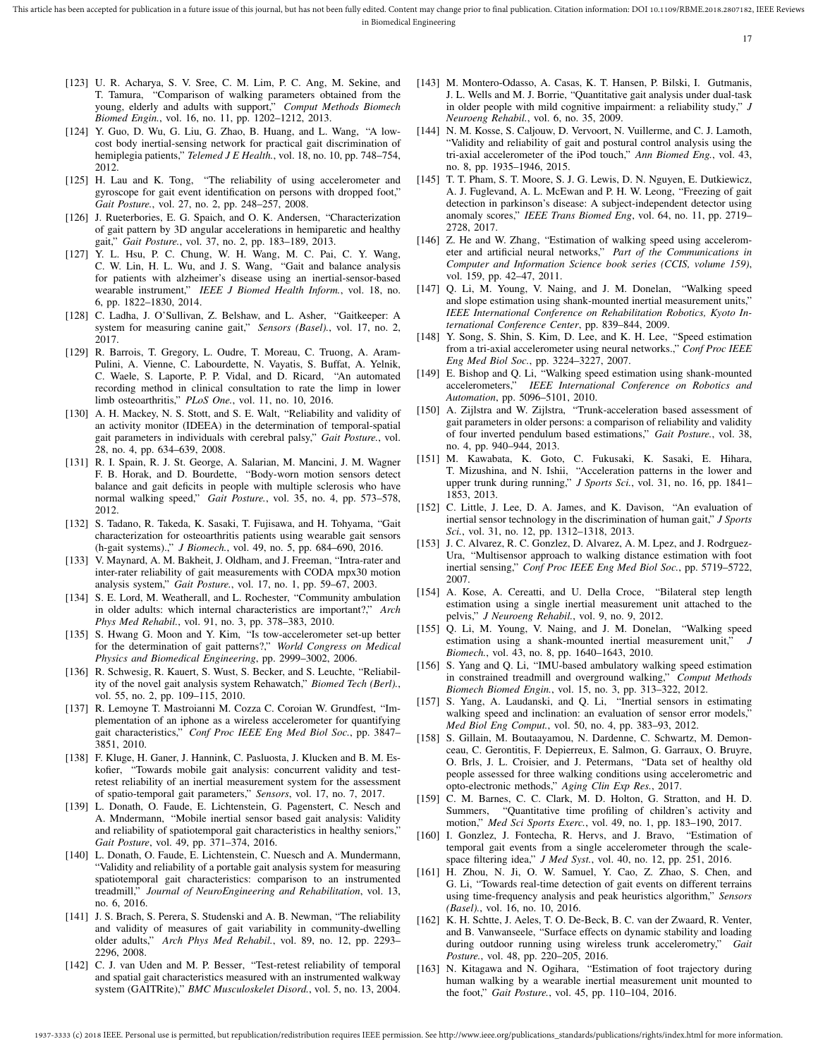[123] U. R. Acharya, S. V. Sree, C. M. Lim, P. C. Ang, M. Sekine, and T. Tamura, "Comparison of walking parameters obtained from the young, elderly and adults with support," *Comput Methods Biomech Biomed Engin.*, vol. 16, no. 11, pp. 1202–1212, 2013.

[124] Y. Guo, D. Wu, G. Liu, G. Zhao, B. Huang, and L. Wang, "A low-cost body inertial-sensing network for practical gait discrimination of hemiplegia patients," *Telemed J E Health.*, vol. 18, no. 10, pp. 748–754, 2012.

[125] H. Lau and K. Tong, "The reliability of using accelerometer and gyroscope for gait event identification on persons with dropped foot," *Gait Posture.*, vol. 27, no. 2, pp. 248–257, 2008.

[126] J. Rueterbories, E. G. Spaich, and O. K. Andersen, "Characterization of gait pattern by 3D angular accelerations in hemiparetic and healthy gait," *Gait Posture.*, vol. 37, no. 2, pp. 183–189, 2013.

[127] Y. L. Hsu, P. C. Chung, W. H. Wang, M. C. Pai, C. Y. Wang, C. W. Lin, H. L. Wu, and J. S. Wang, "Gait and balance analysis for patients with alzheimer's disease using an inertial-sensor-based wearable instrument," *IEEE J Biomed Health Inform.*, vol. 18, no. 6, pp. 1822–1830, 2014.

[128] C. Ladha, J. O'Sullivan, Z. Belshaw, and L. Asher, "Gaitkeeper: A system for measuring canine gait," *Sensors (Basel).*, vol. 17, no. 2, 2017.

[129] R. Barrois, T. Gregory, L. Oudre, T. Moreau, C. Truong, A. Aram-Pulini, A. Vienne, C. Labourdette, N. Vayatis, S. Buffat, A. Yelnik, C. Waele, S. Laporte, P. P. Vidal, and D. Ricard, "An automated recording method in clinical consultation to rate the limp in lower limb osteoarthritis," *PLoS One.*, vol. 11, no. 10, 2016.

[130] A. H. Mackey, N. S. Stott, and S. E. Walt, "Reliability and validity of an activity monitor (IDEEA) in the determination of temporal-spatial gait parameters in individuals with cerebral palsy," *Gait Posture.*, vol. 28, no. 4, pp. 634–639, 2008.

[131] R. I. Spain, R. J. St. George, A. Salarian, M. Mancini, J. M. Wagner F. B. Horak, and D. Bourdette, "Body-worn motion sensors detect balance and gait deficits in people with multiple sclerosis who have normal walking speed," *Gait Posture.*, vol. 35, no. 4, pp. 573–578, 2012.

[132] S. Tadano, R. Takeda, K. Sasaki, T. Fujisawa, and H. Tohyama, "Gait characterization for osteoarthritis patients using wearable gait sensors (h-gait systems).," *J Biomech.*, vol. 49, no. 5, pp. 684–690, 2016.

[133] V. Maynard, A. M. Bakheit, J. Oldham, and J. Freeman, "Intra-rater and inter-rater reliability of gait measurements with CODA mpx30 motion analysis system," *Gait Posture.*, vol. 17, no. 1, pp. 59–67, 2003.

[134] S. E. Lord, M. Weatherall, and L. Rochester, "Community ambulation in older adults: which internal characteristics are important?," *Arch Phys Med Rehabil.*, vol. 91, no. 3, pp. 378–383, 2010.

[135] S. Hwang G. Moon and Y. Kim, "Is tow-accelerometer set-up better for the determination of gait patterns?," *World Congress on Medical Physics and Biomedical Engineering*, pp. 2999–3002, 2006.

[136] R. Schwesig, R. Kauert, S. Wust, S. Becker, and S. Leuchte, "Reliability of the novel gait analysis system Rehawatch," *Biomed Tech (Berl).*, vol. 55, no. 2, pp. 109–115, 2010.

[137] R. Lemoyne T. Mastroianni M. Cozza C. Coroian W. Grundfest, "Implementation of an iphone as a wireless accelerometer for quantifying gait characteristics," *Conf Proc IEEE Eng Med Biol Soc.*, pp. 3847–3851, 2010.

[138] F. Kluge, H. Ganer, J. Hannink, C. Pasluosta, J. Klucken and B. M. Eskofier, "Towards mobile gait analysis: concurrent validity and test-retest reliability of an inertial measurement system for the assessment of spatio-temporal gait parameters," *Sensors*, vol. 17, no. 7, 2017.

[139] L. Donath, O. Faude, E. Lichtenstein, G. Pagenstert, C. Nesch and A. Mndermann, "Mobile inertial sensor based gait analysis: Validity and reliability of spatiotemporal gait characteristics in healthy seniors," *Gait Posture*, vol. 49, pp. 371–374, 2016.

[140] L. Donath, O. Faude, E. Lichtenstein, C. Nuesch and A. Mundermann, "Validity and reliability of a portable gait analysis system for measuring spatiotemporal gait characteristics: comparison to an instrumented treadmill," *Journal of NeuroEngineering and Rehabilitation*, vol. 13, no. 6, 2016.

[141] J. S. Brach, S. Perera, S. Studenski and A. B. Newman, "The reliability and validity of measures of gait variability in community-dwelling older adults," *Arch Phys Med Rehabil.*, vol. 89, no. 12, pp. 2293–2296, 2008.

[142] C. J. van Uden and M. P. Besser, "Test-retest reliability of temporal and spatial gait characteristics measured with an instrumented walkway system (GAITRite)," *BMC Musculoskelet Disord.*, vol. 5, no. 13, 2004.

[143] M. Montero-Odasso, A. Casas, K. T. Hansen, P. Bilski, I. Gutmanis, J. L. Wells and M. J. Borrie, "Quantitative gait analysis under dual-task in older people with mild cognitive impairment: a reliability study," *J Neuroeng Rehabil.*, vol. 6, no. 35, 2009.

[144] N. M. Kosse, S. Caljouw, D. Vervoort, N. Vuillerme, and C. J. Lamoth, "Validity and reliability of gait and postural control analysis using the tri-axial accelerometer of the iPod touch," *Ann Biomed Eng.*, vol. 43, no. 8, pp. 1935–1946, 2015.

[145] T. T. Pham, S. T. Moore, S. J. G. Lewis, D. N. Nguyen, E. Dutkiewicz, A. J. Fuglevand, A. L. McEwan and P. H. W. Leong, "Freezing of gait detection in parkinson's disease: A subject-independent detector using anomaly scores," *IEEE Trans Biomed Eng*, vol. 64, no. 11, pp. 2719–2728, 2017.

[146] Z. He and W. Zhang, "Estimation of walking speed using accelerometer and artificial neural networks," *Part of the Communications in Computer and Information Science book series (CCIS, volume 159)*, vol. 159, pp. 42–47, 2011.

[147] Q. Li, M. Young, V. Naing, and J. M. Donelan, "Walking speed and slope estimation using shank-mounted inertial measurement units," *IEEE International Conference on Rehabilitation Robotics, Kyoto International Conference Center*, pp. 839–844, 2009.

[148] Y. Song, S. Shin, S. Kim, D. Lee, and K. H. Lee, "Speed estimation from a tri-axial accelerometer using neural networks.," *Conf Proc IEEE Eng Med Biol Soc.*, pp. 3224–3227, 2007.

[149] E. Bishop and Q. Li, "Walking speed estimation using shank-mounted accelerometers," *IEEE International Conference on Robotics and Automation*, pp. 5096–5101, 2010.

[150] A. Zijlstra and W. Zijlstra, "Trunk-acceleration based assessment of gait parameters in older persons: a comparison of reliability and validity of four inverted pendulum based estimations," *Gait Posture.*, vol. 38, no. 4, pp. 940–944, 2013.

[151] M. Kawabata, K. Goto, C. Fukusaki, K. Sasaki, E. Hihara, T. Mizushina, and N. Ishii, "Acceleration patterns in the lower and upper trunk during running," *J Sports Sci.*, vol. 31, no. 16, pp. 1841–1853, 2013.

[152] C. Little, J. Lee, D. A. James, and K. Davison, "An evaluation of inertial sensor technology in the discrimination of human gait," *J Sports Sci.*, vol. 31, no. 12, pp. 1312–1318, 2013.

[153] J. C. Alvarez, R. C. Gonzlez, D. Alvarez, A. M. Lpez, and J. Rodrguez-Ura, "Multisensor approach to walking distance estimation with foot inertial sensing," *Conf Proc IEEE Eng Med Biol Soc.*, pp. 5719–5722, 2007.

[154] A. Kose, A. Cereatti, and U. Della Croce, "Bilateral step length estimation using a single inertial measurement unit attached to the pelvis," *J Neuroeng Rehabil.*, vol. 9, no. 9, 2012.

[155] Q. Li, M. Young, V. Naing, and J. M. Donelan, "Walking speed estimation using a shank-mounted inertial measurement unit," *J Biomech.*, vol. 43, no. 8, pp. 1640–1643, 2010.

[156] S. Yang and Q. Li, "IMU-based ambulatory walking speed estimation in constrained treadmill and overground walking," *Comput Methods Biomech Biomed Engin.*, vol. 15, no. 3, pp. 313–322, 2012.

[157] S. Yang, A. Laudanski, and Q. Li, "Inertial sensors in estimating walking speed and inclination: an evaluation of sensor error models," *Med Biol Eng Comput.*, vol. 50, no. 4, pp. 383–93, 2012.

[158] S. Gillain, M. Boutaayamou, N. Dardenne, C. Schwartz, M. Demonceau, C. Gerontitis, F. Depierreux, E. Salmon, G. Garraux, O. Bruyre, O. Brls, J. L. Croisier, and J. Petermans, "Data set of healthy old people assessed for three walking conditions using accelerometric and opto-electronic methods," *Aging Clin Exp Res.*, 2017.

[159] C. M. Barnes, C. C. Clark, M. D. Holton, G. Stratton, and H. D. Summers, "Quantitative time profiling of children's activity and motion," *Med Sci Sports Exerc.*, vol. 49, no. 1, pp. 183–190, 2017.

[160] I. Gonzlez, J. Fontecha, R. Hervs, and J. Bravo, "Estimation of temporal gait events from a single accelerometer through the scale-space filtering idea," *J Med Syst.*, vol. 40, no. 12, pp. 251, 2016.

[161] H. Zhou, N. Ji, O. W. Samuel, Y. Cao, Z. Zhao, S. Chen, and G. Li, "Towards real-time detection of gait events on different terrains using time-frequency analysis and peak heuristics algorithm," *Sensors (Basel).*, vol. 16, no. 10, 2016.

[162] K. H. Schtte, J. Aeles, T. O. De-Beck, B. C. van der Zwaard, R. Venter, and B. Vanwanseele, "Surface effects on dynamic stability and loading during outdoor running using wireless trunk accelerometry," *Gait Posture.*, vol. 48, pp. 220–205, 2016.

[163] N. Kitagawa and N. Ogihara, "Estimation of foot trajectory during human walking by a wearable inertial measurement unit mounted to the foot," *Gait Posture.*, vol. 45, pp. 110–104, 2016.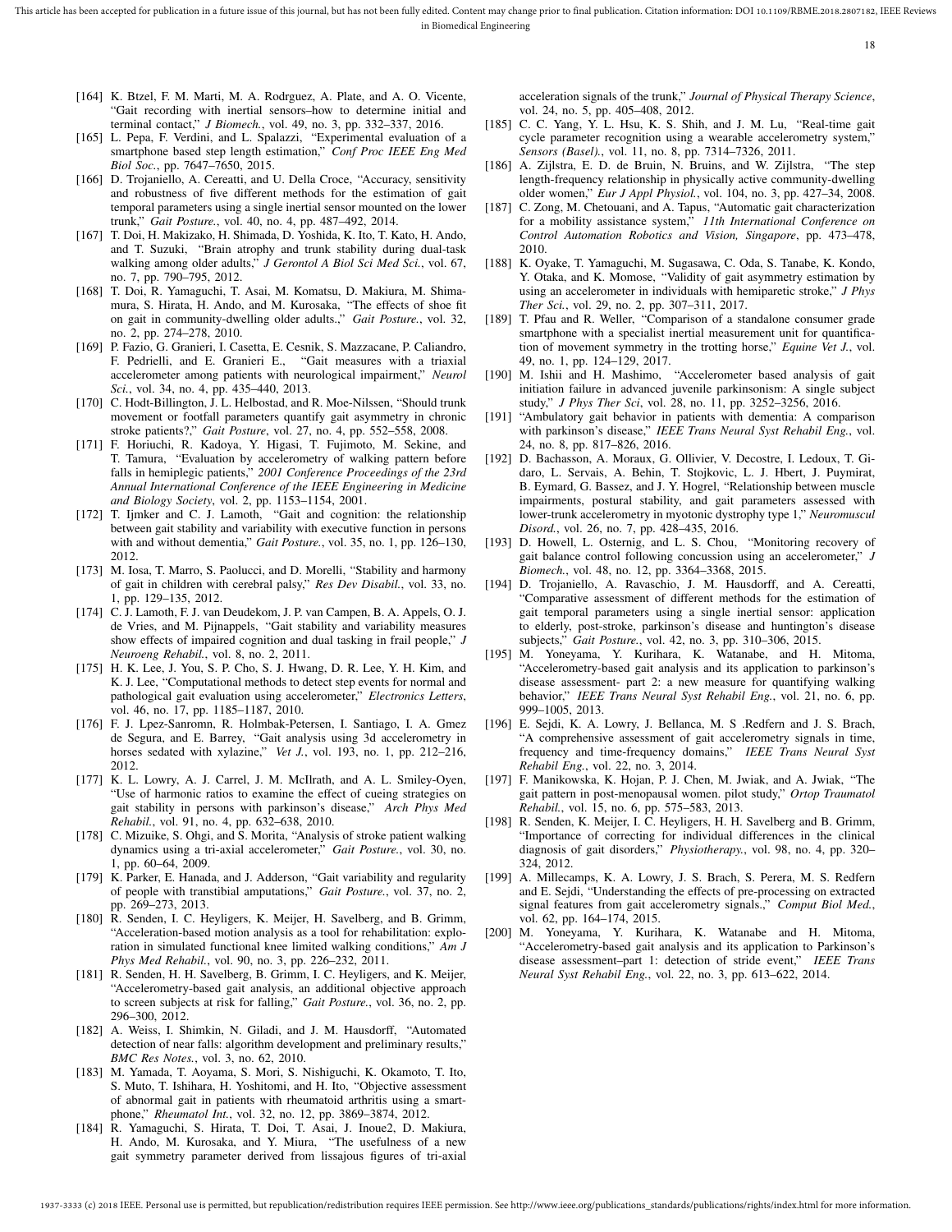[164] K. Btzel, F. M. Marti, M. A. Rodrguez, A. Plate, and A. O. Vicente, "Gait recording with inertial sensors–how to determine initial and terminal contact," *J Biomech.*, vol. 49, no. 3, pp. 332–337, 2016.

[165] L. Pepa, F. Verdini, and L. Spalazzi, "Experimental evaluation of a smartphone based step length estimation," *Conf Proc IEEE Eng Med Biol Soc.*, pp. 7647–7650, 2015.

[166] D. Trojaniello, A. Cereatti, and U. Della Croce, "Accuracy, sensitivity and robustness of five different methods for the estimation of gait temporal parameters using a single inertial sensor mounted on the lower trunk," *Gait Posture.*, vol. 40, no. 4, pp. 487–492, 2014.

[167] T. Doi, H. Makizako, H. Shimada, D. Yoshida, K. Ito, T. Kato, H. Ando, and T. Suzuki, "Brain atrophy and trunk stability during dual-task walking among older adults," *J Gerontol A Biol Sci Med Sci.*, vol. 67, no. 7, pp. 790–795, 2012.

[168] T. Doi, R. Yamaguchi, T. Asai, M. Komatsu, D. Makiura, M. Shimamura, S. Hirata, H. Ando, and M. Kurosaka, "The effects of shoe fit on gait in community-dwelling older adults.," *Gait Posture.*, vol. 32, no. 2, pp. 274–278, 2010.

[169] P. Fazio, G. Granieri, I. Casetta, E. Cesnik, S. Mazzacane, P. Caliandro, F. Pedrielli, and E. Granieri E., "Gait measures with a triaxial accelerometer among patients with neurological impairment," *Neurol Sci.*, vol. 34, no. 4, pp. 435–440, 2013.

[170] C. Hodt-Billington, J. L. Helbostad, and R. Moe-Nilssen, "Should trunk movement or footfall parameters quantify gait asymmetry in chronic stroke patients?," *Gait Posture*, vol. 27, no. 4, pp. 552–558, 2008.

[171] F. Horiuchi, R. Kadoya, Y. Higasi, T. Fujimoto, M. Sekine, and T. Tamura, "Evaluation by accelerometry of walking pattern before falls in hemiplegic patients," *2001 Conference Proceedings of the 23rd Annual International Conference of the IEEE Engineering in Medicine and Biology Society*, vol. 2, pp. 1153–1154, 2001.

[172] T. Ijmker and C. J. Lamoth, "Gait and cognition: the relationship between gait stability and variability with executive function in persons with and without dementia," *Gait Posture.*, vol. 35, no. 1, pp. 126–130, 2012.

[173] M. Iosa, T. Marro, S. Paolucci, and D. Morelli, "Stability and harmony of gait in children with cerebral palsy," *Res Dev Disabil.*, vol. 33, no. 1, pp. 129–135, 2012.

[174] C. J. Lamoth, F. J. van Deudekom, J. P. van Campen, B. A. Appels, O. J. de Vries, and M. Pijnappels, "Gait stability and variability measures show effects of impaired cognition and dual tasking in frail people," *J Neuroeng Rehabil.*, vol. 8, no. 2, 2011.

[175] H. K. Lee, J. You, S. P. Cho, S. J. Hwang, D. R. Lee, Y. H. Kim, and K. J. Lee, "Computational methods to detect step events for normal and pathological gait evaluation using accelerometer," *Electronics Letters*, vol. 46, no. 17, pp. 1185–1187, 2010.

[176] F. J. Lpez-Sanromn, R. Holmbak-Petersen, I. Santiago, I. A. Gmez de Segura, and E. Barrey, "Gait analysis using 3d accelerometry in horses sedated with xylazine," *Vet J.*, vol. 193, no. 1, pp. 212–216, 2012.

[177] K. L. Lowry, A. J. Carrel, J. M. McIlrath, and A. L. Smiley-Oyen, "Use of harmonic ratios to examine the effect of cueing strategies on gait stability in persons with parkinson's disease," *Arch Phys Med Rehabil.*, vol. 91, no. 4, pp. 632–638, 2010.

[178] C. Mizuike, S. Ohgi, and S. Morita, "Analysis of stroke patient walking dynamics using a tri-axial accelerometer," *Gait Posture.*, vol. 30, no. 1, pp. 60–64, 2009.

[179] K. Parker, E. Hanada, and J. Adderson, "Gait variability and regularity of people with transtibial amputations," *Gait Posture.*, vol. 37, no. 2, pp. 269–273, 2013.

[180] R. Senden, I. C. Heyligers, K. Meijer, H. Savelberg, and B. Grimm, "Acceleration-based motion analysis as a tool for rehabilitation: exploration in simulated functional knee limited walking conditions," *Am J Phys Med Rehabil.*, vol. 90, no. 3, pp. 226–232, 2011.

[181] R. Senden, H. H. Savelberg, B. Grimm, I. C. Heyligers, and K. Meijer, "Accelerometry-based gait analysis, an additional objective approach to screen subjects at risk for falling," *Gait Posture.*, vol. 36, no. 2, pp. 296–300, 2012.

[182] A. Weiss, I. Shimkin, N. Giladi, and J. M. Hausdorff, "Automated detection of near falls: algorithm development and preliminary results," *BMC Res Notes.*, vol. 3, no. 62, 2010.

[183] M. Yamada, T. Aoyama, S. Mori, S. Nishiguchi, K. Okamoto, T. Ito, S. Muto, T. Ishihara, H. Yoshitomi, and H. Ito, "Objective assessment of abnormal gait in patients with rheumatoid arthritis using a smartphone," *Rheumatol Int.*, vol. 32, no. 12, pp. 3869–3874, 2012.

[184] R. Yamaguchi, S. Hirata, T. Doi, T. Asai, J. Inoue2, D. Makiura, H. Ando, M. Kurosaka, and Y. Miura, "The usefulness of a new gait symmetry parameter derived from lissajous figures of tri-axial acceleration signals of the trunk," *Journal of Physical Therapy Science*, vol. 24, no. 5, pp. 405–408, 2012.

[185] C. C. Yang, Y. L. Hsu, K. S. Shih, and J. M. Lu, "Real-time gait cycle parameter recognition using a wearable accelerometry system," *Sensors (Basel).*, vol. 11, no. 8, pp. 7314–7326, 2011.

[186] A. Zijlstra, E. D. de Bruin, N. Bruins, and W. Zijlstra, "The step length-frequency relationship in physically active community-dwelling older women," *Eur J Appl Physiol.*, vol. 104, no. 3, pp. 427–34, 2008.

[187] C. Zong, M. Chetouani, and A. Tapus, "Automatic gait characterization for a mobility assistance system," *11th International Conference on Control Automation Robotics and Vision, Singapore*, pp. 473–478, 2010.

[188] K. Oyake, T. Yamaguchi, M. Sugasawa, C. Oda, S. Tanabe, K. Kondo, Y. Otaka, and K. Momose, "Validity of gait asymmetry estimation by using an accelerometer in individuals with hemiparetic stroke," *J Phys Ther Sci.*, vol. 29, no. 2, pp. 307–311, 2017.

[189] T. Pfau and R. Weller, "Comparison of a standalone consumer grade smartphone with a specialist inertial measurement unit for quantification of movement symmetry in the trotting horse," *Equine Vet J.*, vol. 49, no. 1, pp. 124–129, 2017.

[190] M. Ishii and H. Mashimo, "Accelerometer based analysis of gait initiation failure in advanced juvenile parkinsonism: A single subject study," *J Phys Ther Sci*, vol. 28, no. 11, pp. 3252–3256, 2016.

[191] "Ambulatory gait behavior in patients with dementia: A comparison with parkinson's disease," *IEEE Trans Neural Syst Rehabil Eng.*, vol. 24, no. 8, pp. 817–826, 2016.

[192] D. Bachasson, A. Moraux, G. Ollivier, V. Decostre, I. Ledoux, T. Gidaro, L. Servais, A. Behin, T. Stojkovic, L. J. Hbert, J. Puymirat, B. Eymard, G. Bassez, and J. Y. Hogrel, "Relationship between muscle impairments, postural stability, and gait parameters assessed with lower-trunk accelerometry in myotonic dystrophy type 1," *Neuromuscul Disord.*, vol. 26, no. 7, pp. 428–435, 2016.

[193] D. Howell, L. Osternig, and L. S. Chou, "Monitoring recovery of gait balance control following concussion using an accelerometer," *J Biomech.*, vol. 48, no. 12, pp. 3364–3368, 2015.

[194] D. Trojaniello, A. Ravaschio, J. M. Hausdorff, and A. Cereatti, "Comparative assessment of different methods for the estimation of gait temporal parameters using a single inertial sensor: application to elderly, post-stroke, parkinson's disease and huntington's disease subjects," *Gait Posture.*, vol. 42, no. 3, pp. 310–306, 2015.

[195] M. Yoneyama, Y. Kurihara, K. Watanabe, and H. Mitoma, "Accelerometry-based gait analysis and its application to parkinson's disease assessment- part 2: a new measure for quantifying walking behavior," *IEEE Trans Neural Syst Rehabil Eng.*, vol. 21, no. 6, pp. 999–1005, 2013.

[196] E. Sejdi, K. A. Lowry, J. Bellanca, M. S .Redfern and J. S. Brach, "A comprehensive assessment of gait accelerometry signals in time, frequency and time-frequency domains," *IEEE Trans Neural Syst Rehabil Eng.*, vol. 22, no. 3, 2014.

[197] F. Manikowska, K. Hojan, P. J. Chen, M. Jwiak, and A. Jwiak, "The gait pattern in post-menopausal women. pilot study," *Ortop Traumatol Rehabil.*, vol. 15, no. 6, pp. 575–583, 2013.

[198] R. Senden, K. Meijer, I. C. Heyligers, H. H. Savelberg and B. Grimm, "Importance of correcting for individual differences in the clinical diagnosis of gait disorders," *Physiotherapy.*, vol. 98, no. 4, pp. 320–324, 2012.

[199] A. Millecamps, K. A. Lowry, J. S. Brach, S. Perera, M. S. Redfern and E. Sejdi, "Understanding the effects of pre-processing on extracted signal features from gait accelerometry signals.," *Comput Biol Med.*, vol. 62, pp. 164–174, 2015.

[200] M. Yoneyama, Y. Kurihara, K. Watanabe and H. Mitoma, "Accelerometry-based gait analysis and its application to Parkinson's disease assessment–part 1: detection of stride event," *IEEE Trans Neural Syst Rehabil Eng.*, vol. 22, no. 3, pp. 613–622, 2014.